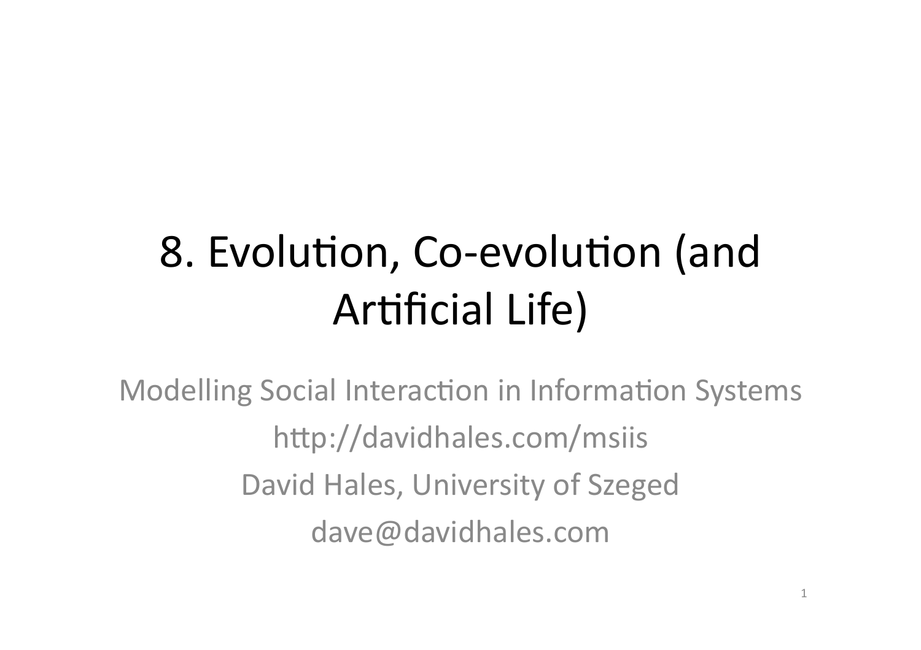# 8. Evolution, Co-evolution (and Artificial Life)

Modelling Social Interaction in Information Systems

http://davidhales.com/msiis

David Hales, University of Szeged

dave@davidhales.com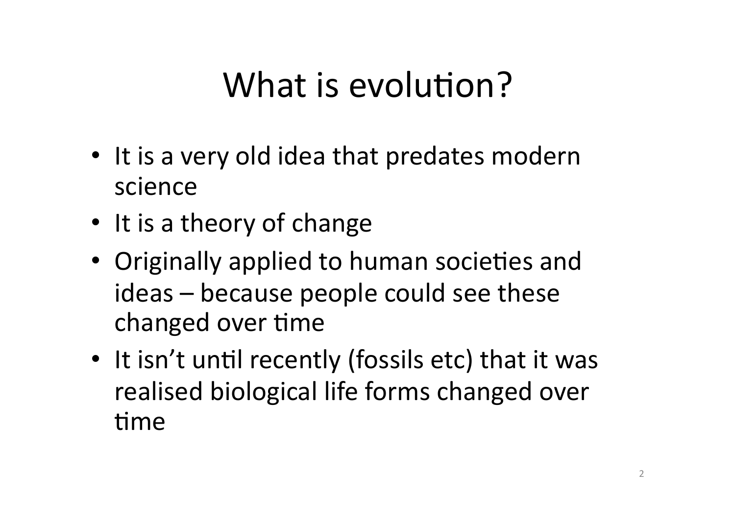# What is evolution?

- It is a very old idea that predates modern science
- It is a theory of change
- Originally applied to human societies and ideas – because people could see these changed over time
- It isn't until recently (fossils etc) that it was realised biological life forms changed over time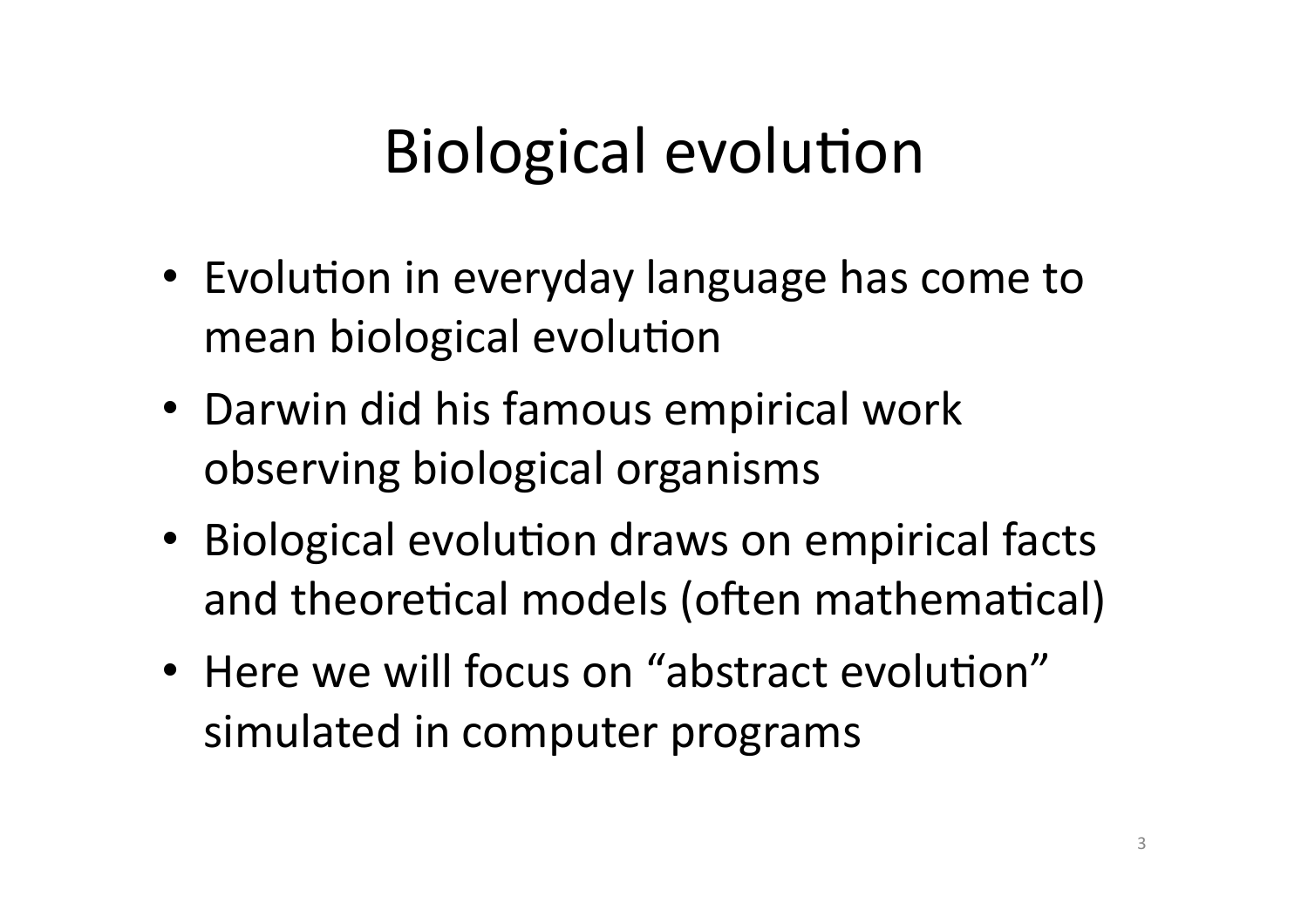# Biological evolution

- Evolution in everyday language has come to mean biological evolution
- Darwin did his famous empirical work observing biological organisms
- Biological evolution draws on empirical facts and theoretical models (often mathematical)
- Here we will focus on “abstract evolution” simulated in computer programs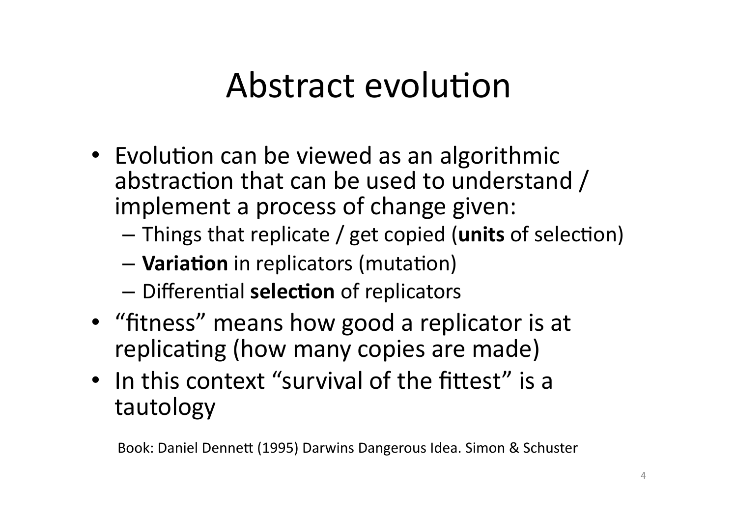# Abstract evolution

- Evolution can be viewed as an algorithmic abstraction that can be used to understand / implement a process of change given:
  - Things that replicate / get copied (**units** of selection)
  - **Variation** in replicators (mutation)
  - Differential **selection** of replicators
- "fitness" means how good a replicator is at replicating (how many copies are made)
- In this context "survival of the fittest" is a tautology

Book: Daniel Dennett (1995) Darwins Dangerous Idea. Simon & Schuster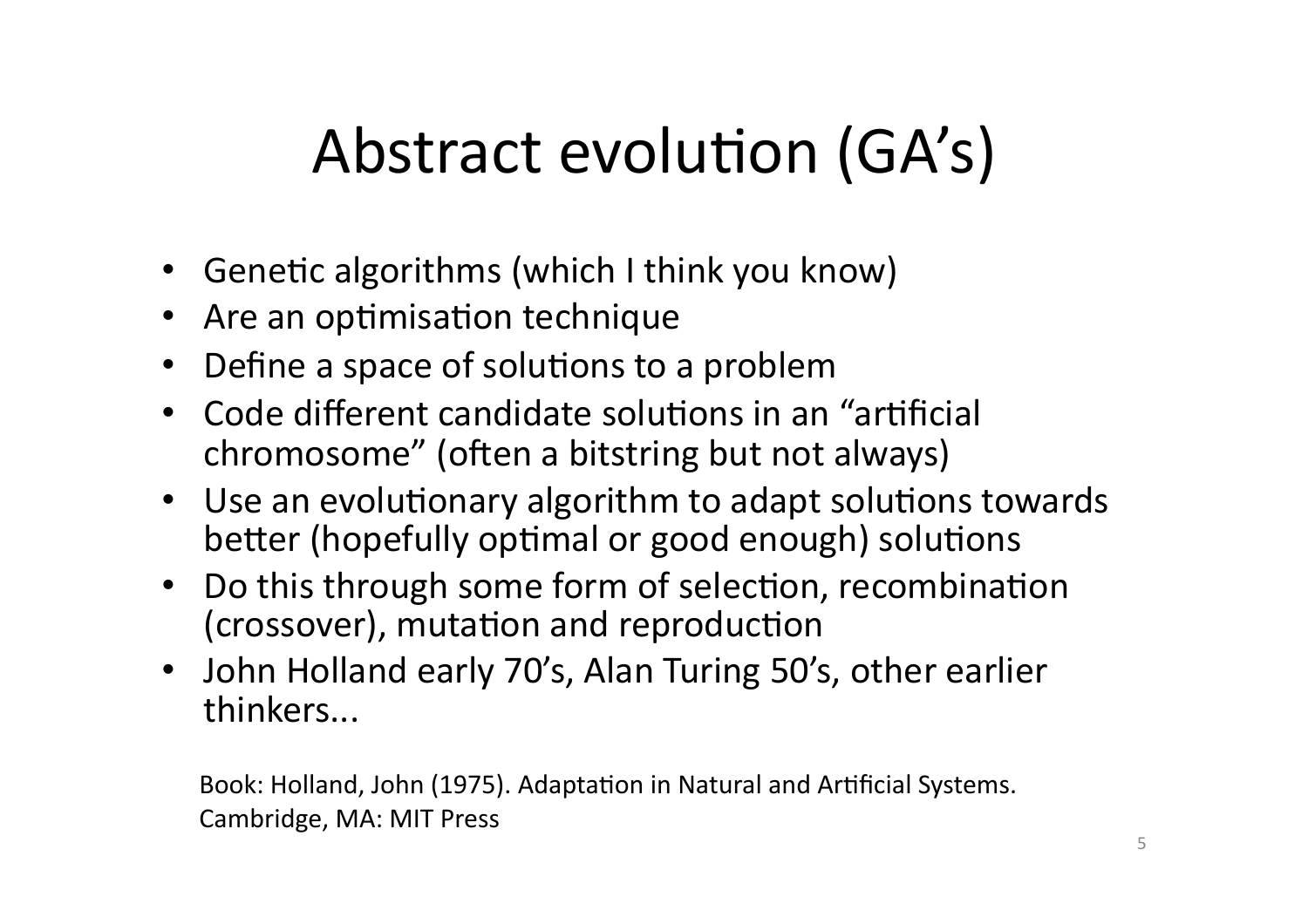# Abstract evolution (GA's)

- Genetic algorithms (which I think you know)
- Are an optimisation technique
- Define a space of solutions to a problem
- Code different candidate solutions in an "artificial chromosome" (often a bitstring but not always)
- Use an evolutionary algorithm to adapt solutions towards better (hopefully optimal or good enough) solutions
- Do this through some form of selection, recombination (crossover), mutation and reproduction
- John Holland early 70's, Alan Turing 50's, other earlier thinkers...

Book: Holland, John (1975). Adaptation in Natural and Artificial Systems. Cambridge, MA: MIT Press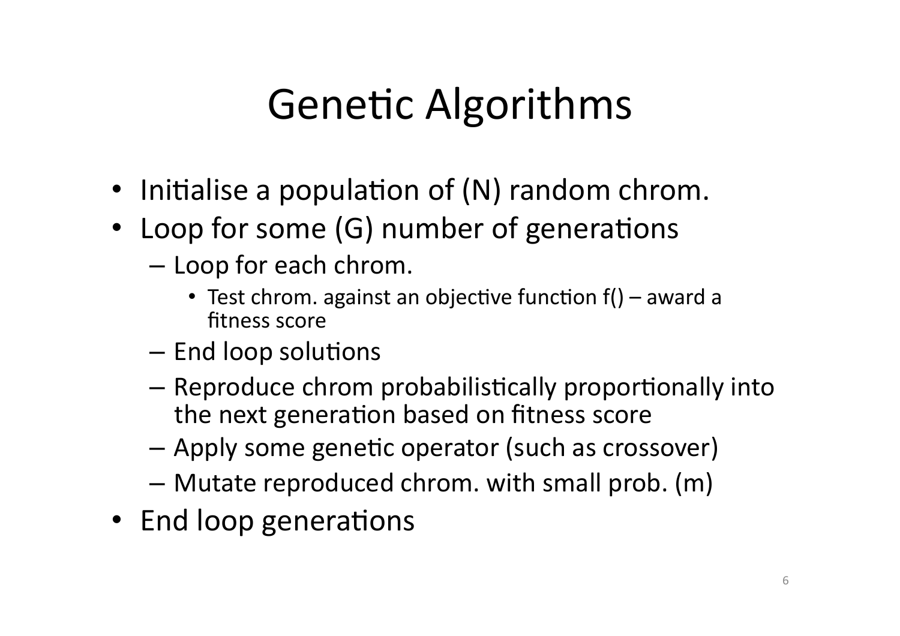# Genetic Algorithms

- Initialise a population of (N) random chrom.
- Loop for some (G) number of generations
  - Loop for each chrom.
    - Test chrom. against an objective function f() – award a fitness score
  - End loop solutions
  - Reproduce chrom probabilistically proportionally into the next generation based on fitness score
  - Apply some genetic operator (such as crossover)
  - Mutate reproduced chrom. with small prob. (m)
- End loop generations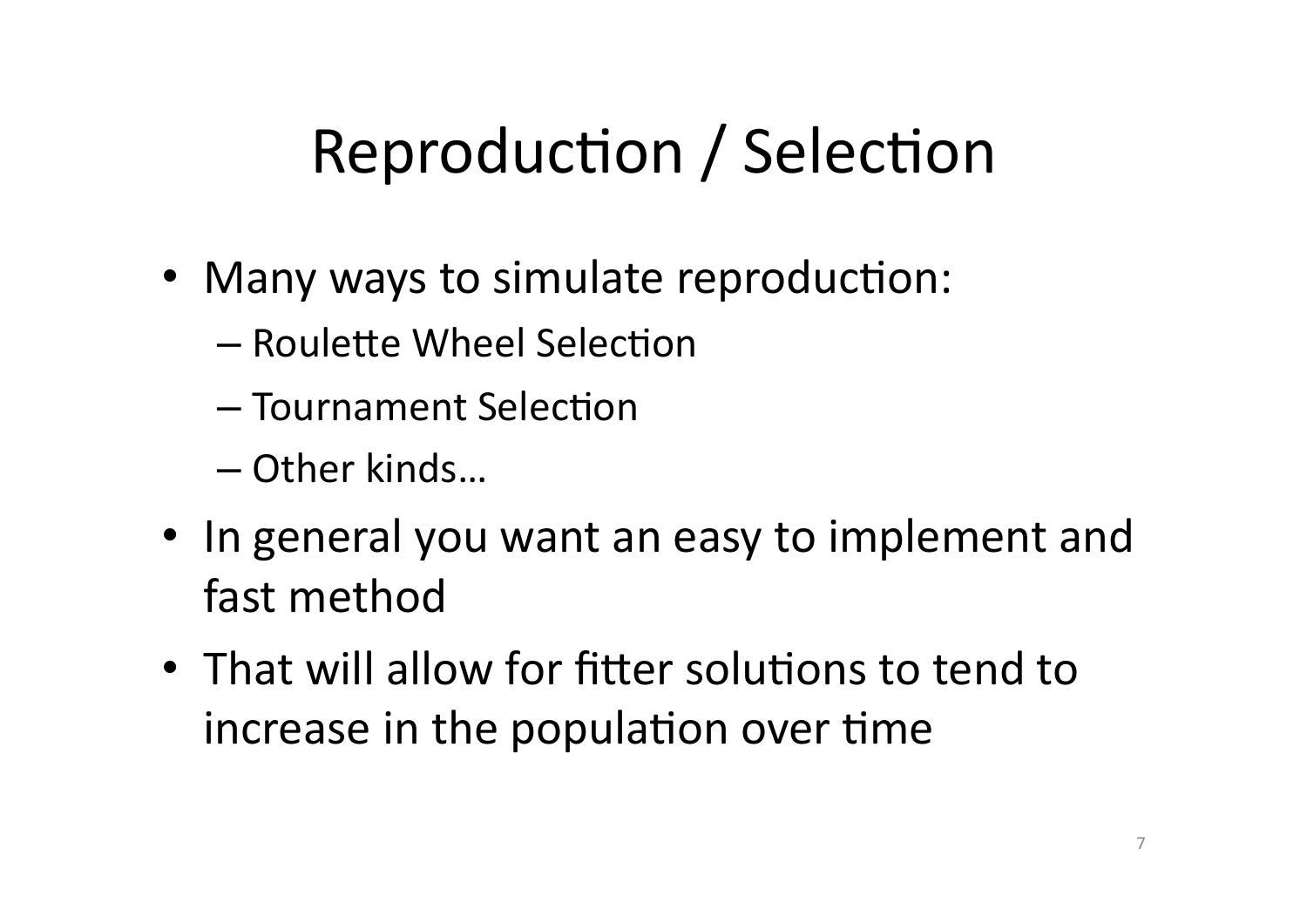# Reproduction / Selection

- Many ways to simulate reproduction:
  - Roulette Wheel Selection
  - Tournament Selection
  - Other kinds…
- In general you want an easy to implement and fast method
- That will allow for fitter solutions to tend to increase in the population over time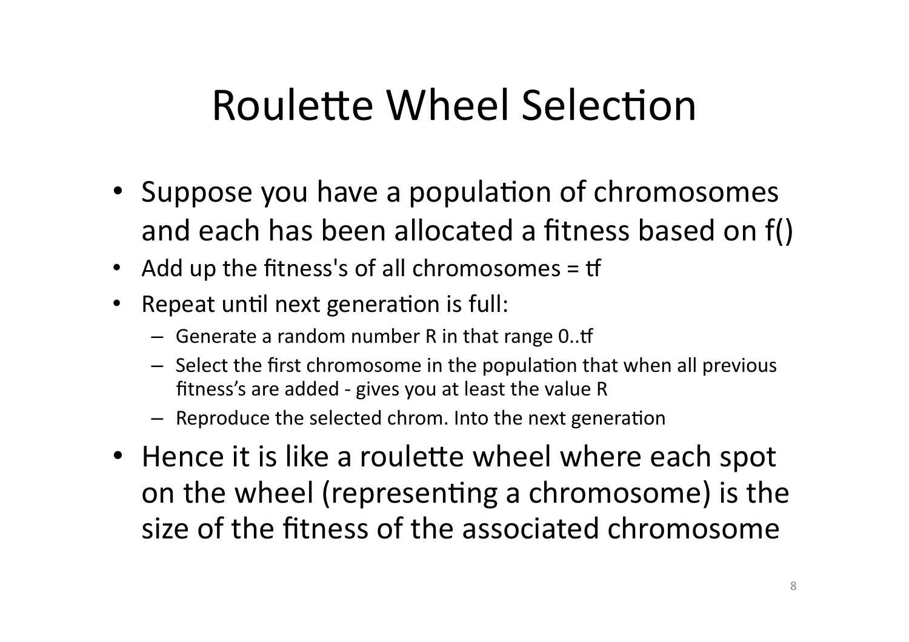# Roulette Wheel Selection

- Suppose you have a population of chromosomes and each has been allocated a fitness based on f()
- Add up the fitness's of all chromosomes = tf
- Repeat until next generation is full:
  - Generate a random number R in that range 0..tf
  - Select the first chromosome in the population that when all previous fitness's are added - gives you at least the value R
  - Reproduce the selected chrom. Into the next generation
- Hence it is like a roulette wheel where each spot on the wheel (representing a chromosome) is the size of the fitness of the associated chromosome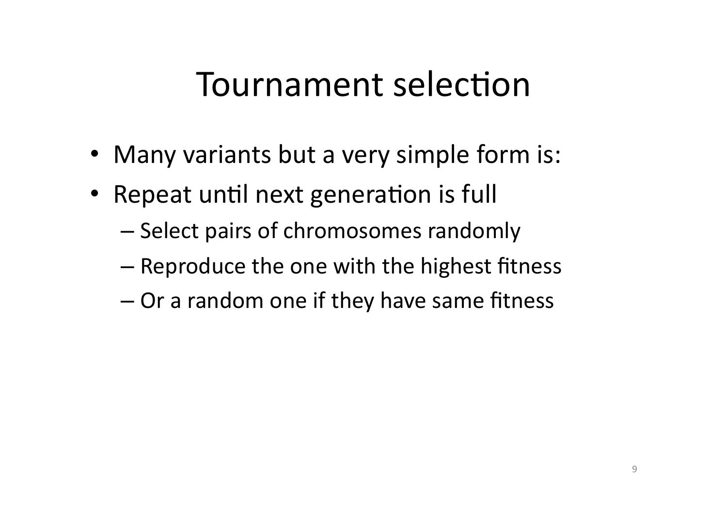# Tournament selection

- Many variants but a very simple form is:
- Repeat until next generation is full
  - Select pairs of chromosomes randomly
  - Reproduce the one with the highest fitness
  - Or a random one if they have same fitness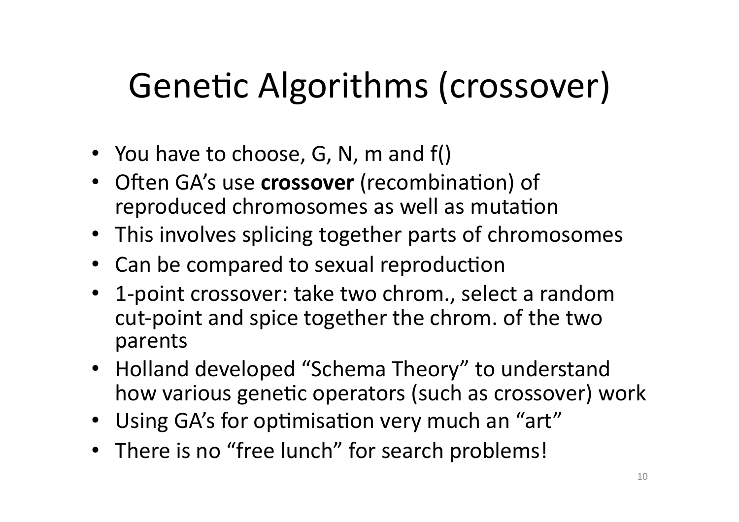# Genetic Algorithms (crossover)

- You have to choose, G, N, m and f()
- Often GA's use **crossover** (recombination) of reproduced chromosomes as well as mutation
- This involves splicing together parts of chromosomes
- Can be compared to sexual reproduction
- 1-point crossover: take two chrom., select a random cut-point and spice together the chrom. of the two parents
- Holland developed "Schema Theory" to understand how various genetic operators (such as crossover) work
- Using GA's for optimisation very much an "art"
- There is no "free lunch" for search problems!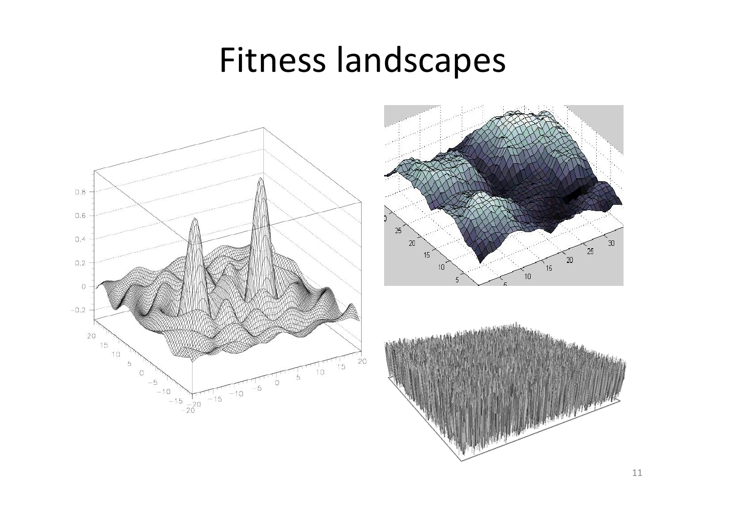# Fitness landscapes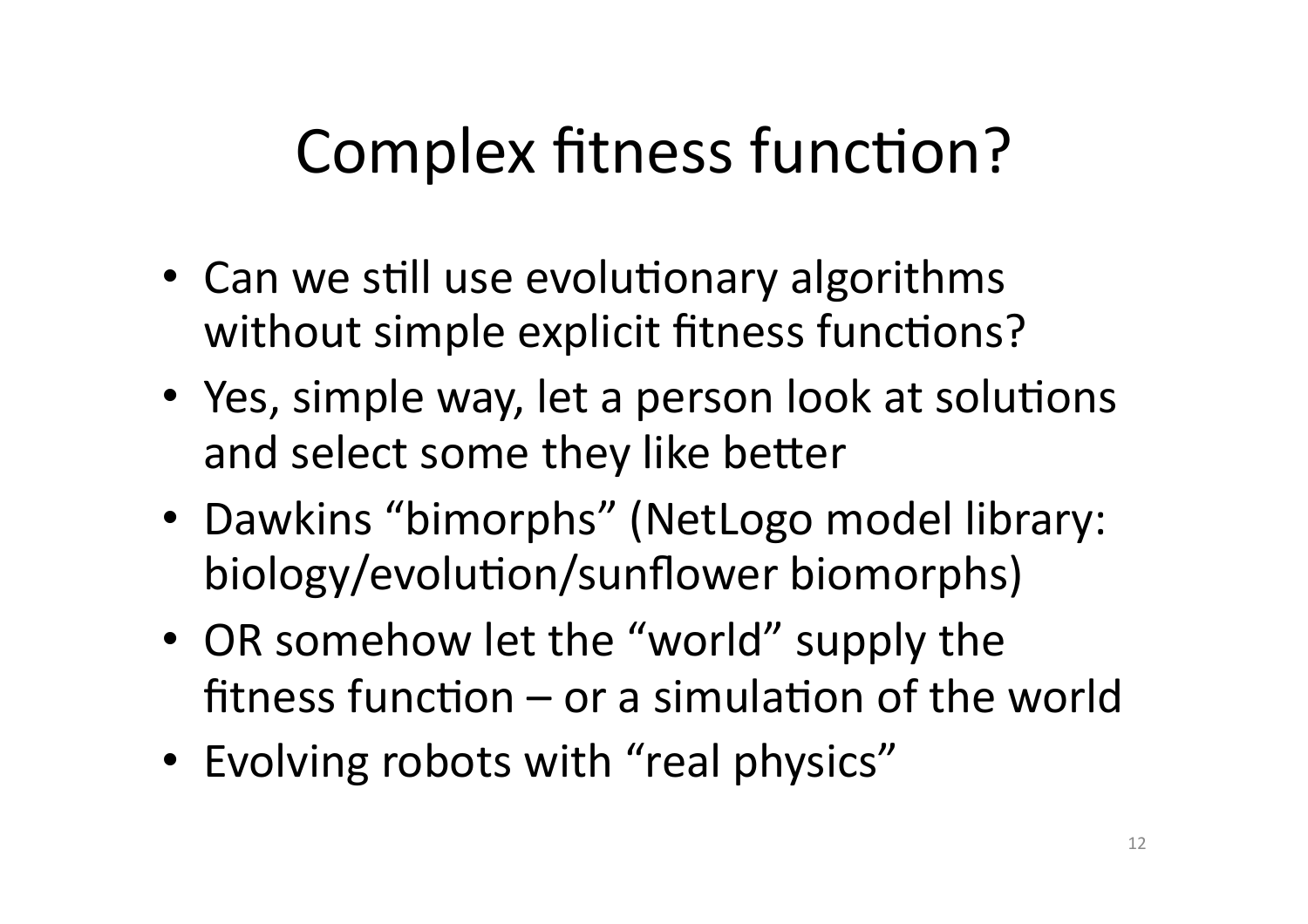# Complex fitness function?

- Can we still use evolutionary algorithms without simple explicit fitness functions?
- Yes, simple way, let a person look at solutions and select some they like better
- Dawkins "bimorphs" (NetLogo model library: biology/evolution/sunflower biomorphs)
- OR somehow let the "world" supply the fitness function – or a simulation of the world
- Evolving robots with "real physics"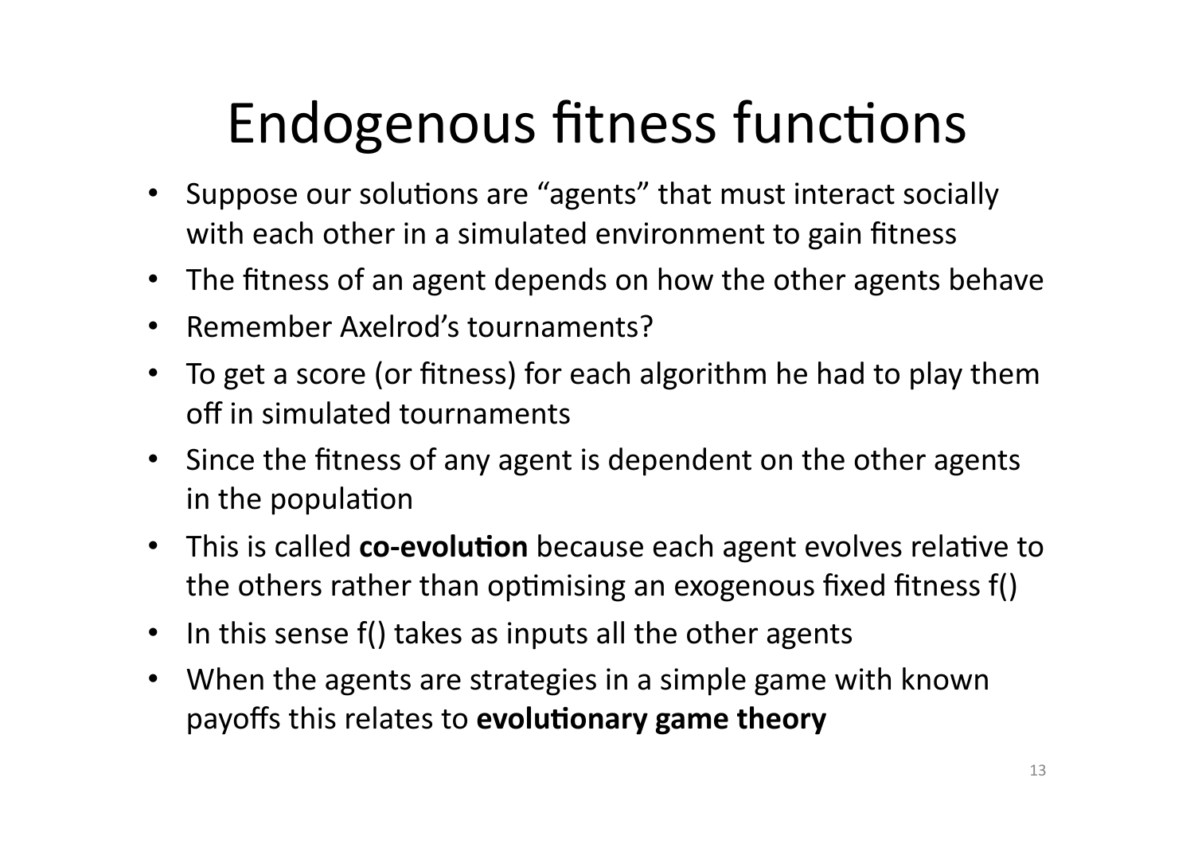# Endogenous fitness functions

- Suppose our solutions are "agents" that must interact socially with each other in a simulated environment to gain fitness
- The fitness of an agent depends on how the other agents behave
- Remember Axelrod's tournaments?
- To get a score (or fitness) for each algorithm he had to play them off in simulated tournaments
- Since the fitness of any agent is dependent on the other agents in the population
- This is called **co-evolution** because each agent evolves relative to the others rather than optimising an exogenous fixed fitness f()
- In this sense f() takes as inputs all the other agents
- When the agents are strategies in a simple game with known payoffs this relates to **evolutionary game theory**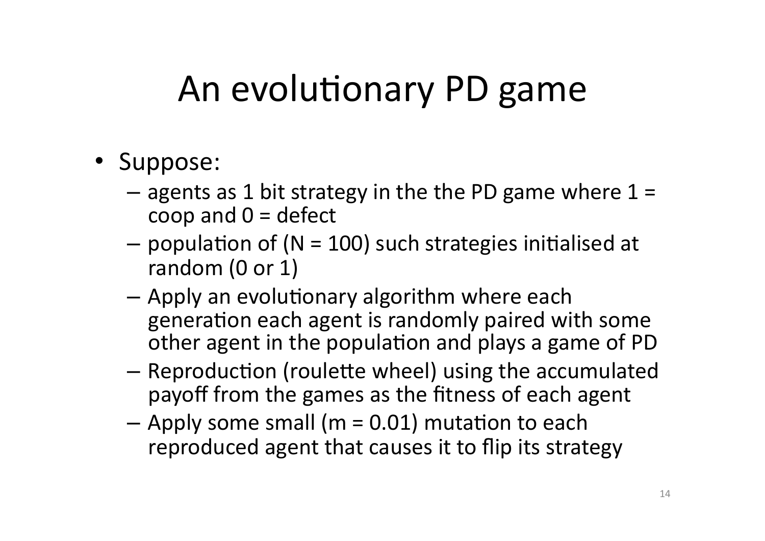# An evolutionary PD game

- Suppose:
  - agents as 1 bit strategy in the the PD game where 1 = coop and 0 = defect
  - population of (N = 100) such strategies initialised at random (0 or 1)
  - Apply an evolutionary algorithm where each generation each agent is randomly paired with some other agent in the population and plays a game of PD
  - Reproduction (roulette wheel) using the accumulated payoff from the games as the fitness of each agent
  - Apply some small (m = 0.01) mutation to each reproduced agent that causes it to flip its strategy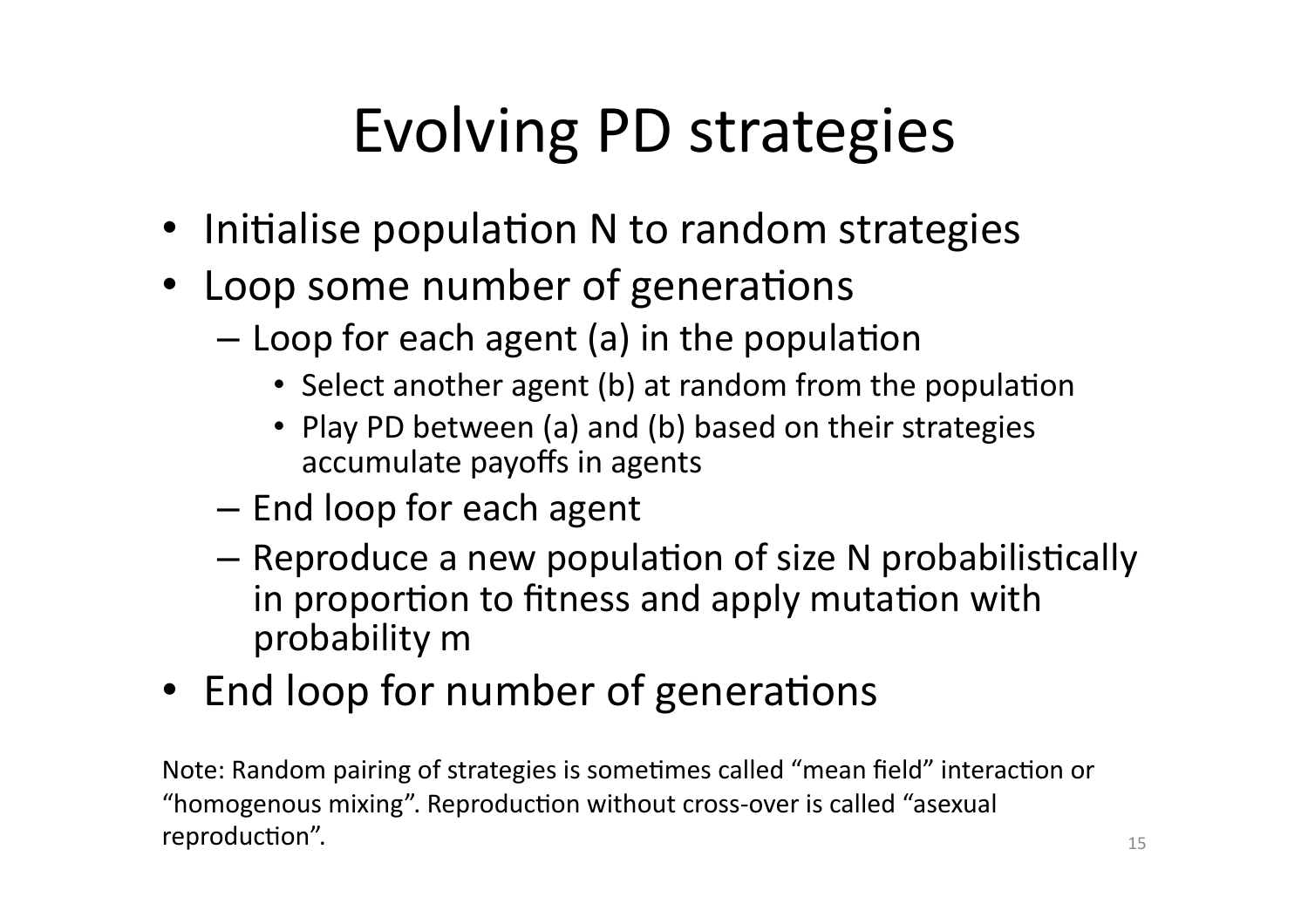# Evolving PD strategies

- Initialise population N to random strategies
- Loop some number of generations
  - Loop for each agent (a) in the population
    - Select another agent (b) at random from the population
    - Play PD between (a) and (b) based on their strategies accumulate payoffs in agents
  - End loop for each agent
  - Reproduce a new population of size N probabilistically in proportion to fitness and apply mutation with probability m
- End loop for number of generations

Note: Random pairing of strategies is sometimes called "mean field" interaction or "homogenous mixing". Reproduction without cross-over is called "asexual reproduction".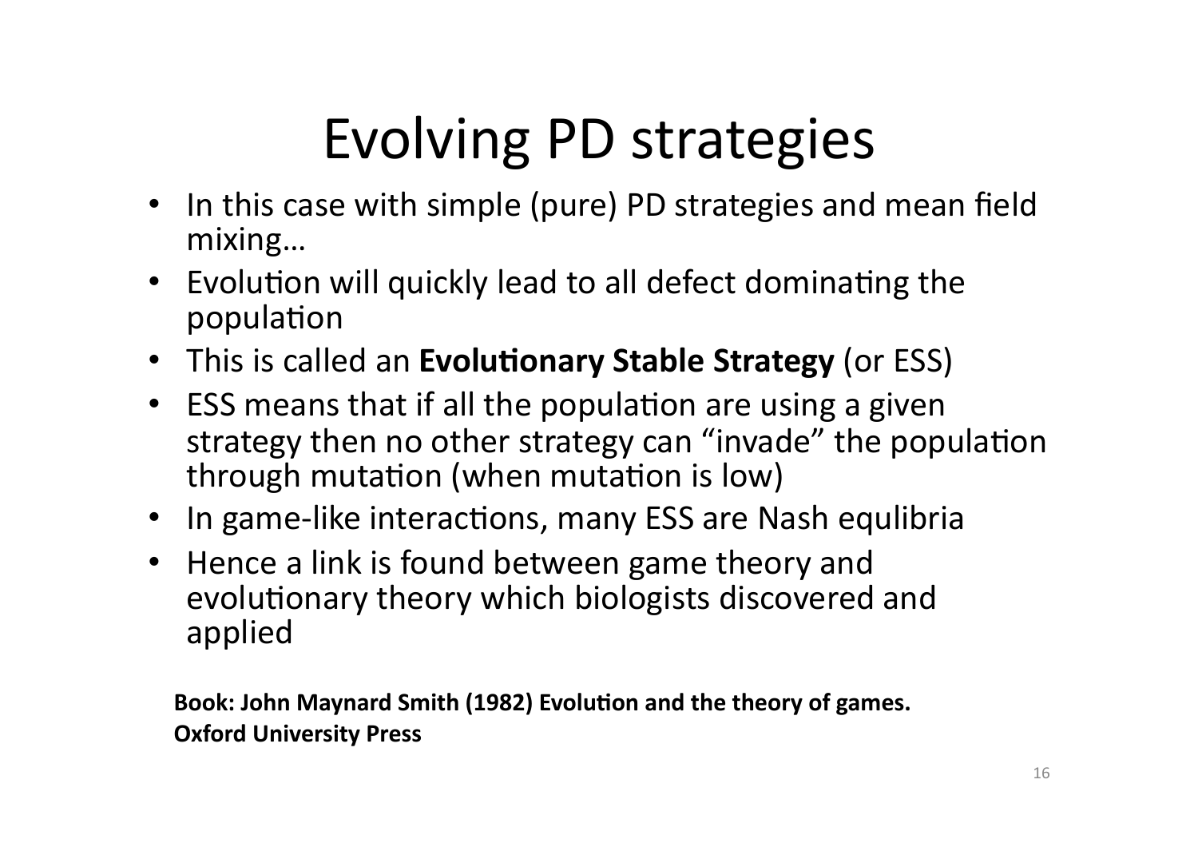# Evolving PD strategies

- In this case with simple (pure) PD strategies and mean field mixing…
- Evolution will quickly lead to all defect dominating the population
- This is called an **Evolutionary Stable Strategy** (or ESS)
- ESS means that if all the population are using a given strategy then no other strategy can "invade" the population through mutation (when mutation is low)
- In game-like interactions, many ESS are Nash equlibria
- Hence a link is found between game theory and evolutionary theory which biologists discovered and applied

**Book: John Maynard Smith (1982) Evolution and the theory of games. Oxford University Press**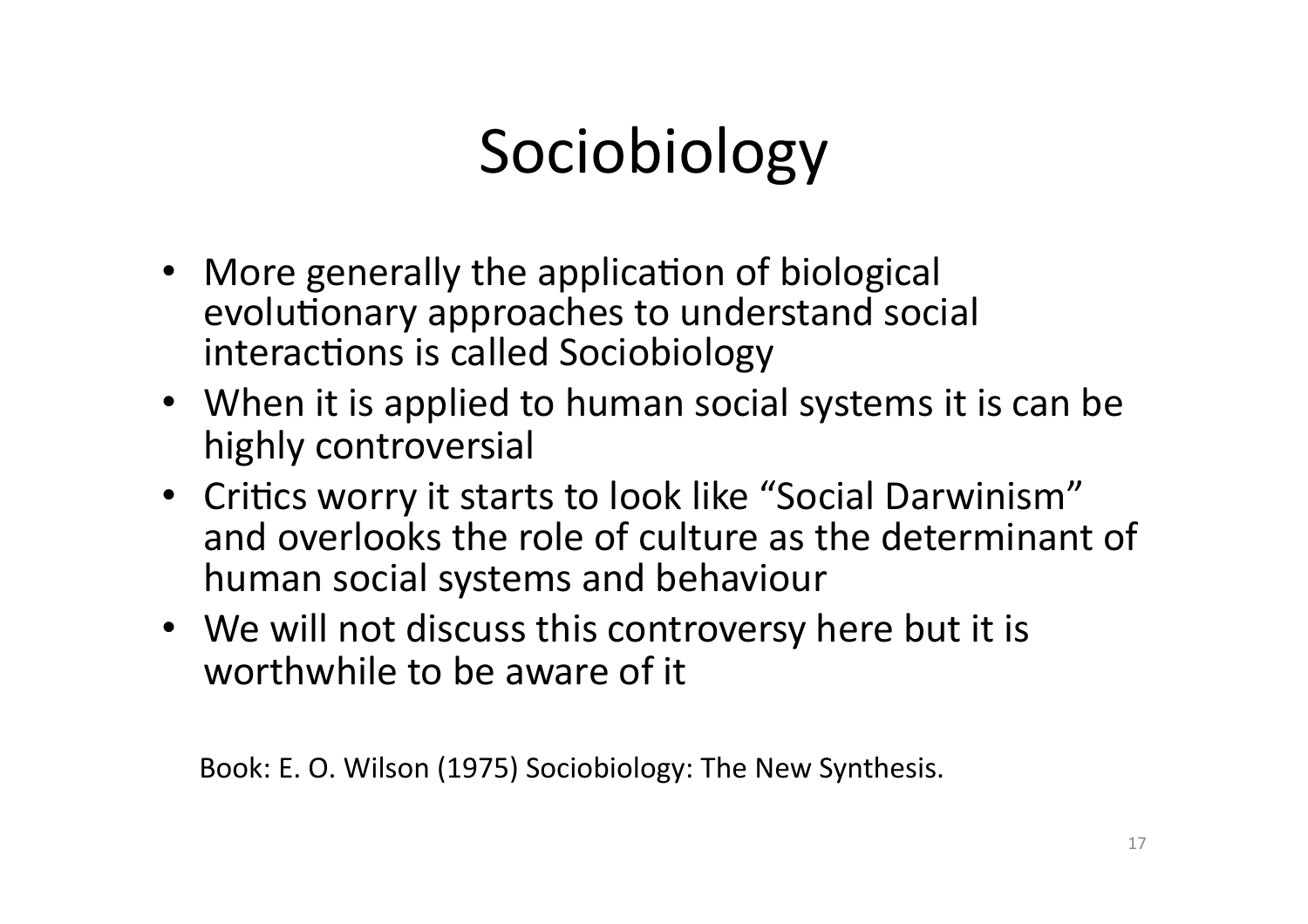# Sociobiology

- More generally the application of biological evolutionary approaches to understand social interactions is called Sociobiology
- When it is applied to human social systems it is can be highly controversial
- Critics worry it starts to look like "Social Darwinism" and overlooks the role of culture as the determinant of human social systems and behaviour
- We will not discuss this controversy here but it is worthwhile to be aware of it

Book: E. O. Wilson (1975) Sociobiology: The New Synthesis.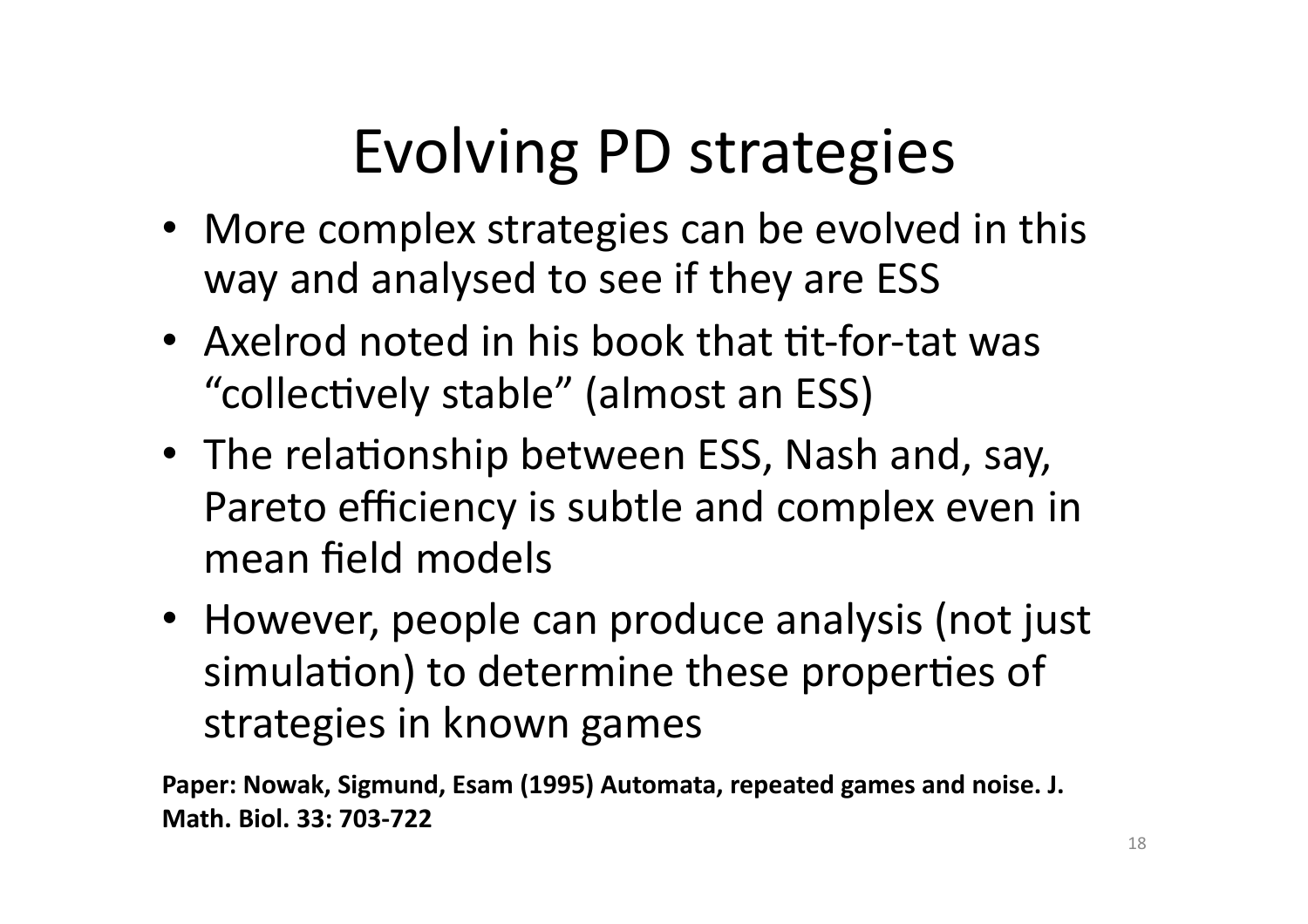# Evolving PD strategies

- More complex strategies can be evolved in this way and analysed to see if they are ESS
- Axelrod noted in his book that tit-for-tat was "collectively stable" (almost an ESS)
- The relationship between ESS, Nash and, say, Pareto efficiency is subtle and complex even in mean field models
- However, people can produce analysis (not just simulation) to determine these properties of strategies in known games

**Paper: Nowak, Sigmund, Esam (1995) Automata, repeated games and noise. J. Math. Biol. 33: 703-722**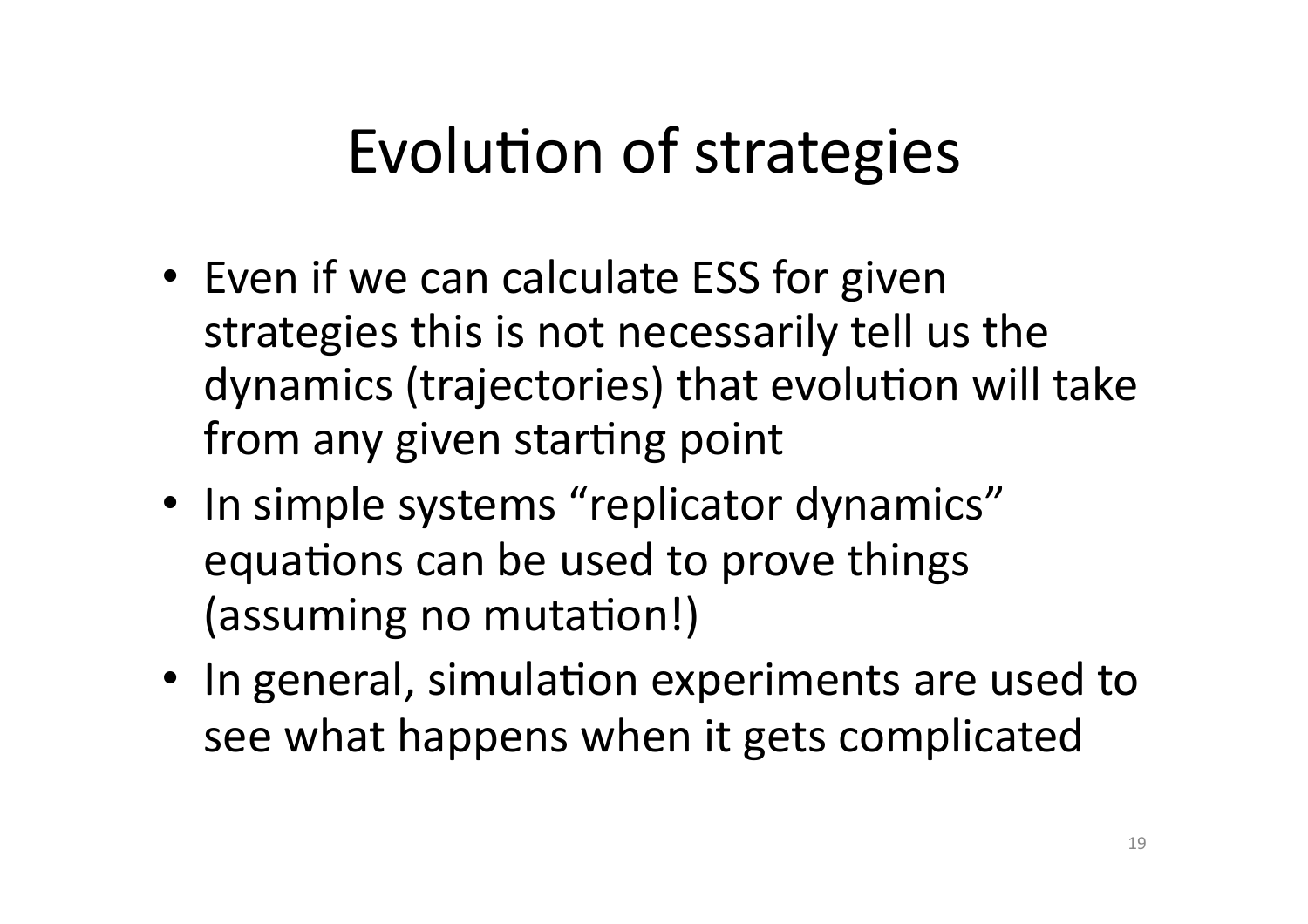# Evolution of strategies

- Even if we can calculate ESS for given strategies this is not necessarily tell us the dynamics (trajectories) that evolution will take from any given starting point
- In simple systems "replicator dynamics" equations can be used to prove things (assuming no mutation!)
- In general, simulation experiments are used to see what happens when it gets complicated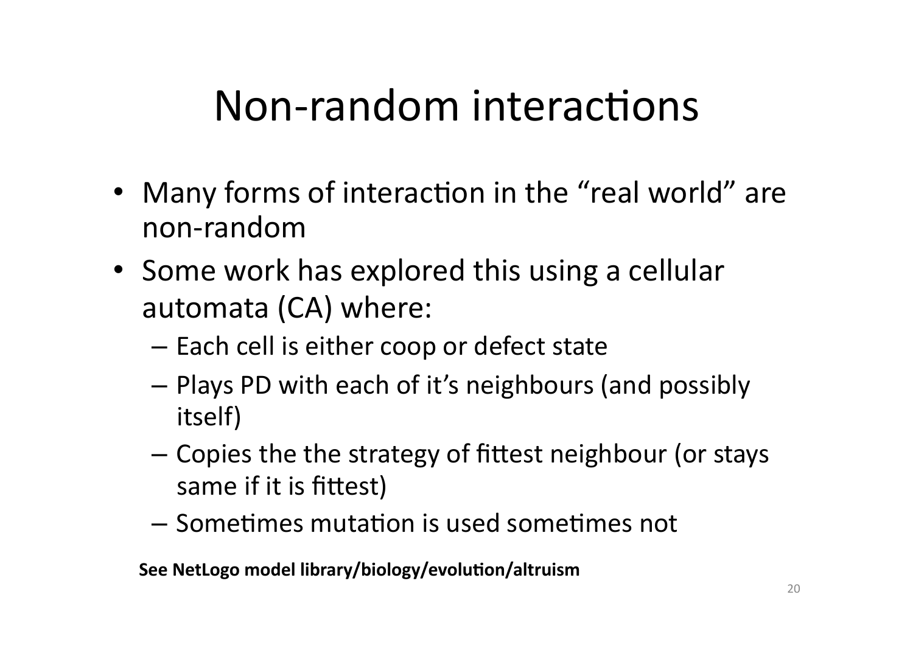# Non-random interactions

- Many forms of interaction in the "real world" are non-random
- Some work has explored this using a cellular automata (CA) where:
  - Each cell is either coop or defect state
  - Plays PD with each of it's neighbours (and possibly itself)
  - Copies the the strategy of fittest neighbour (or stays same if it is fittest)
  - Sometimes mutation is used sometimes not

**See NetLogo model library/biology/evolution/altruism**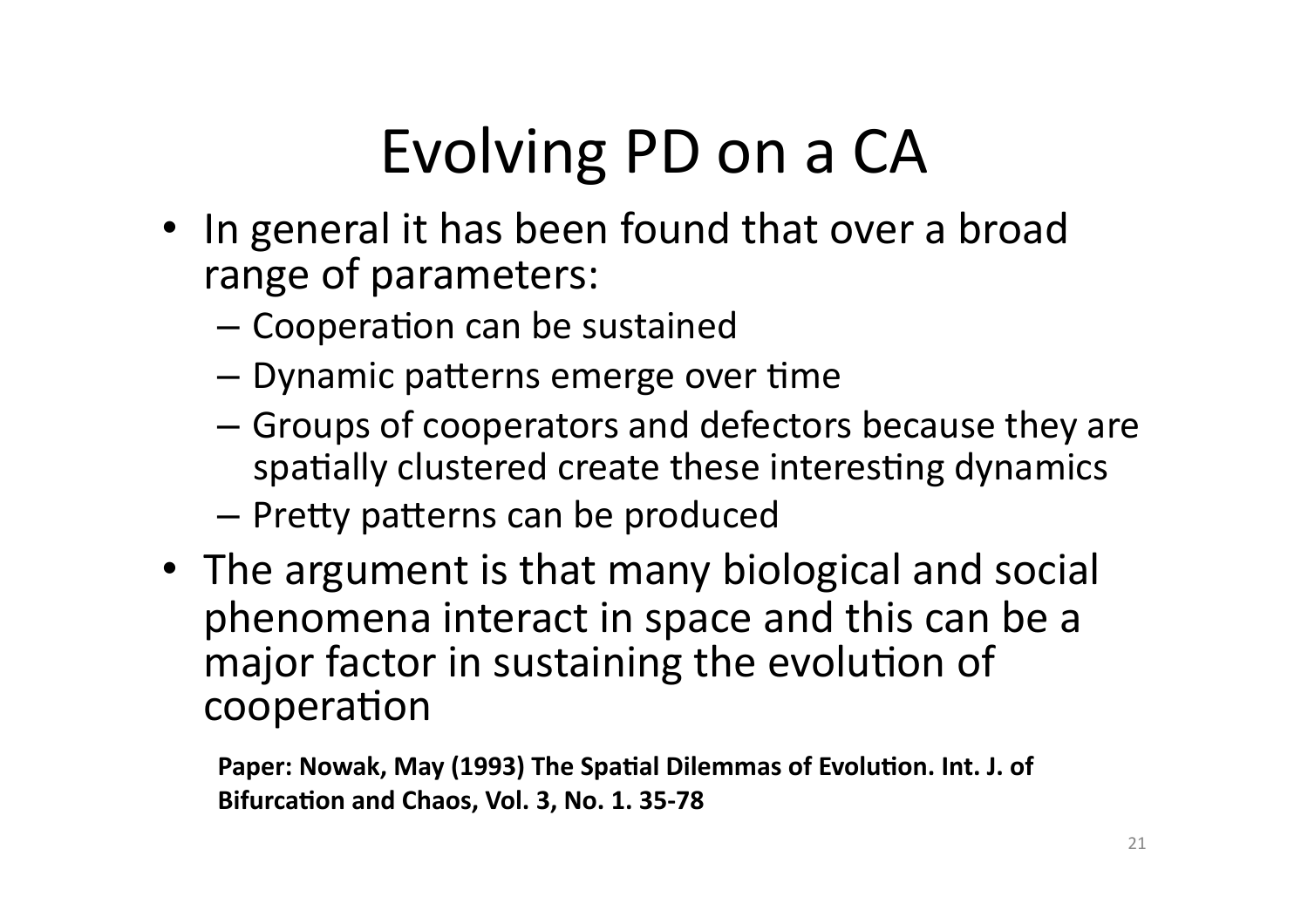# Evolving PD on a CA

- In general it has been found that over a broad range of parameters:
  - Cooperation can be sustained
  - Dynamic patterns emerge over time
  - Groups of cooperators and defectors because they are spatially clustered create these interesting dynamics
  - Pretty patterns can be produced
- The argument is that many biological and social phenomena interact in space and this can be a major factor in sustaining the evolution of cooperation

**Paper: Nowak, May (1993) The Spatial Dilemmas of Evolution. Int. J. of Bifurcation and Chaos, Vol. 3, No. 1. 35-78**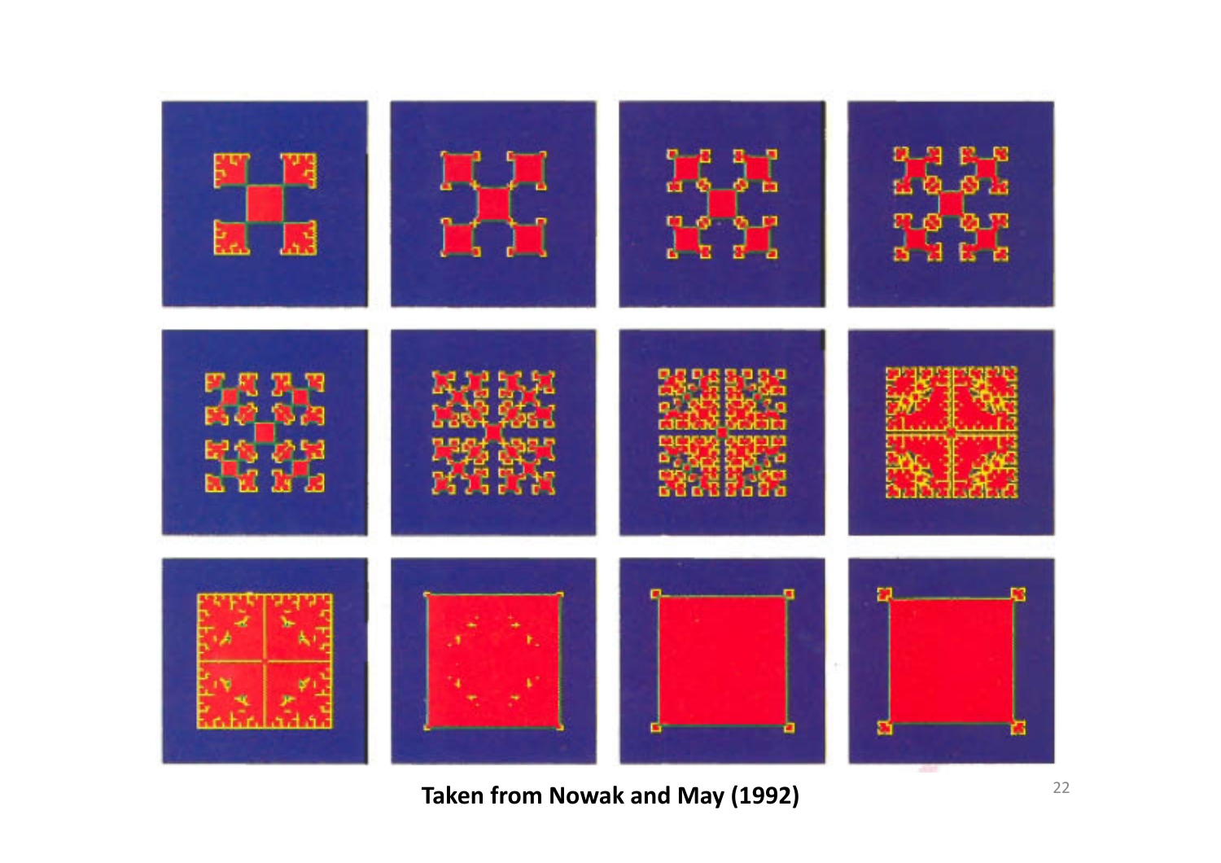**Taken from Nowak and May (1992)**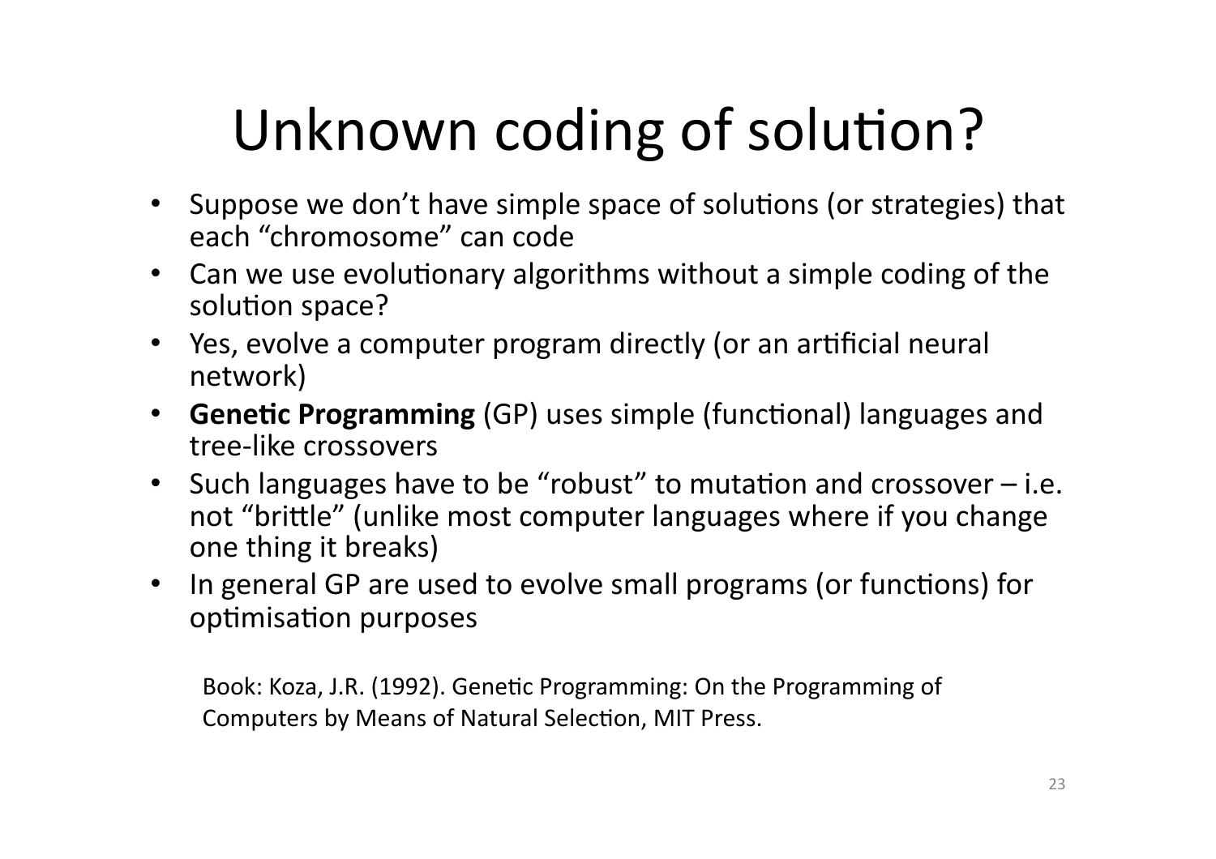# Unknown coding of solution?

- Suppose we don't have simple space of solutions (or strategies) that each "chromosome" can code
- Can we use evolutionary algorithms without a simple coding of the solution space?
- Yes, evolve a computer program directly (or an artificial neural network)
- **Genetic Programming** (GP) uses simple (functional) languages and tree-like crossovers
- Such languages have to be "robust" to mutation and crossover – i.e. not "brittle" (unlike most computer languages where if you change one thing it breaks)
- In general GP are used to evolve small programs (or functions) for optimisation purposes

Book: Koza, J.R. (1992). Genetic Programming: On the Programming of Computers by Means of Natural Selection, MIT Press.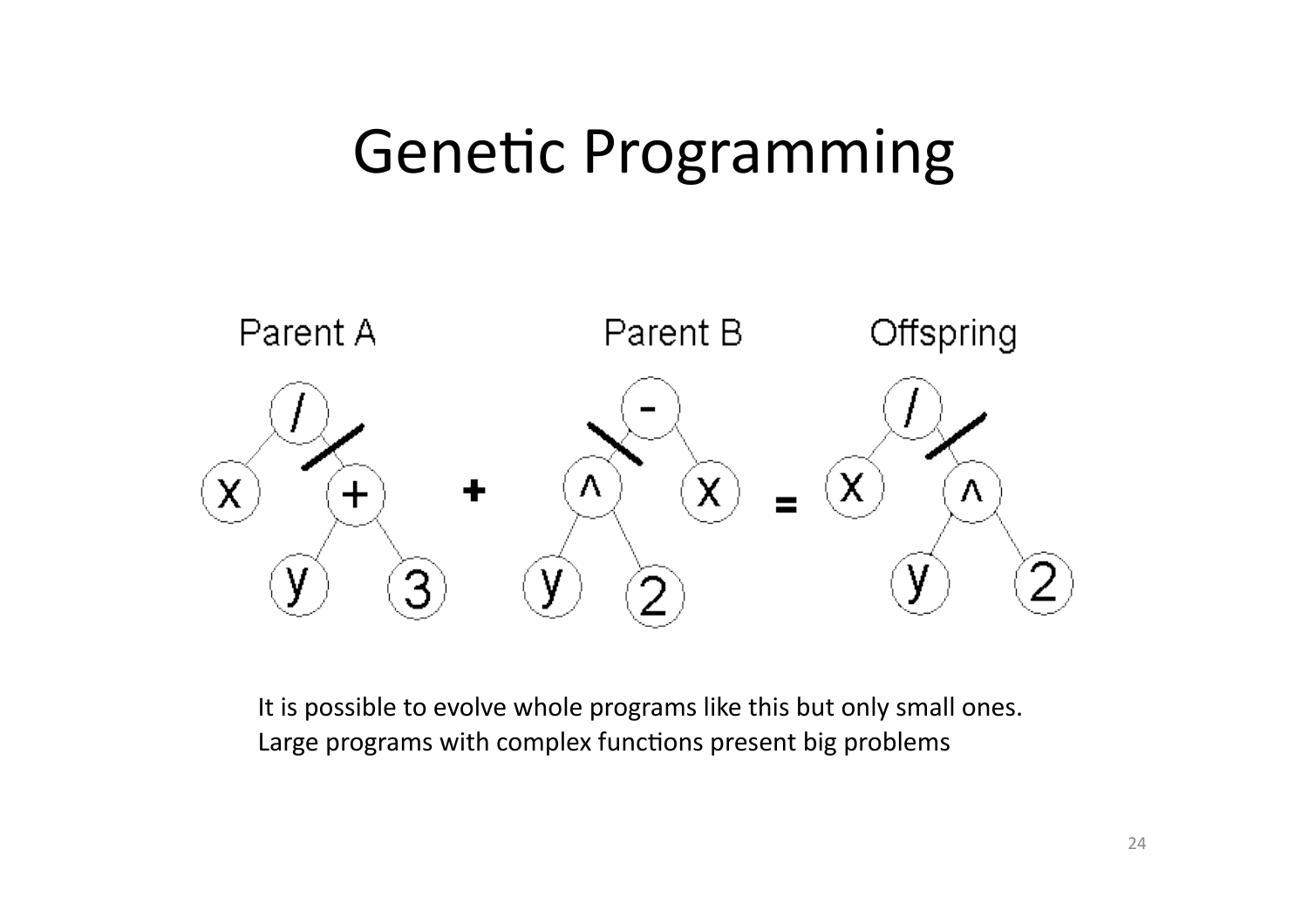# Genetic Programming

Parent A

Parent B

Offspring

It is possible to evolve whole programs like this but only small ones.
Large programs with complex functions present big problems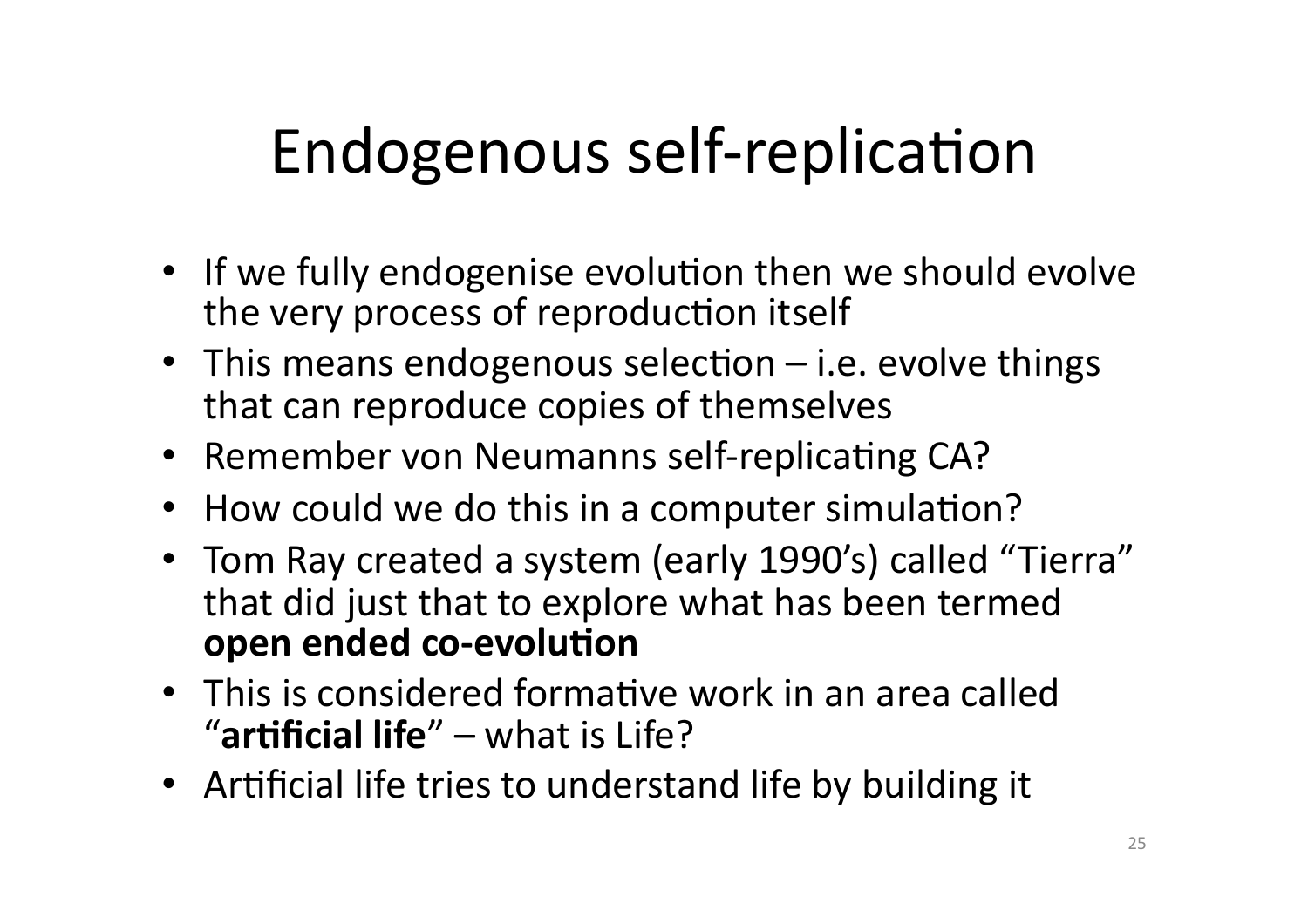# Endogenous self-replication

- If we fully endogenise evolution then we should evolve the very process of reproduction itself
- This means endogenous selection – i.e. evolve things that can reproduce copies of themselves
- Remember von Neumanns self-replicating CA?
- How could we do this in a computer simulation?
- Tom Ray created a system (early 1990's) called "Tierra" that did just that to explore what has been termed **open ended co-evolution**
- This is considered formative work in an area called "**artificial life**" – what is Life?
- Artificial life tries to understand life by building it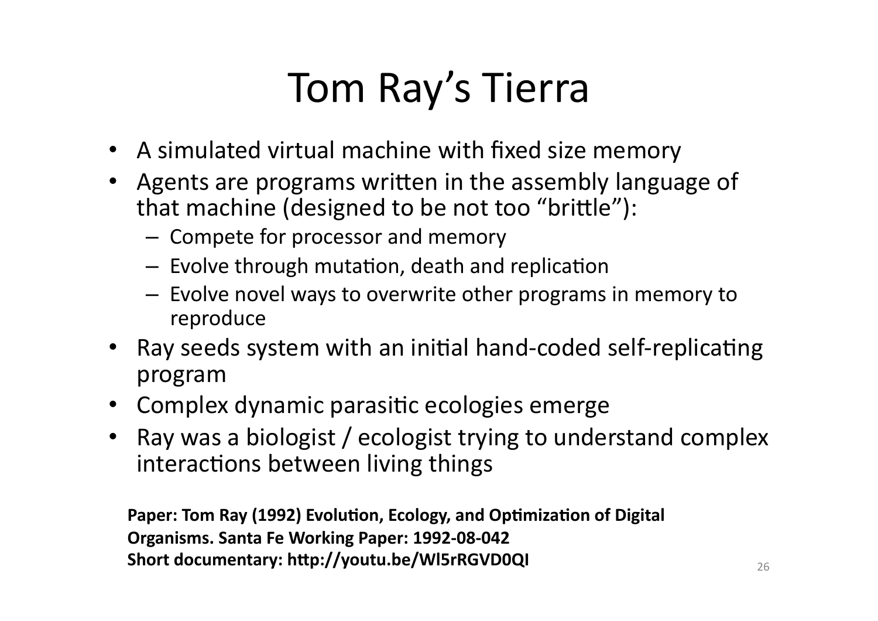# Tom Ray's Tierra

- A simulated virtual machine with fixed size memory
- Agents are programs written in the assembly language of that machine (designed to be not too "brittle"):
  - Compete for processor and memory
  - Evolve through mutation, death and replication
  - Evolve novel ways to overwrite other programs in memory to reproduce
- Ray seeds system with an initial hand-coded self-replicating program
- Complex dynamic parasitic ecologies emerge
- Ray was a biologist / ecologist trying to understand complex interactions between living things

**Paper: Tom Ray (1992) Evolution, Ecology, and Optimization of Digital Organisms. Santa Fe Working Paper: 1992-08-042**
**Short documentary: http://youtu.be/Wl5rRGVD0QI**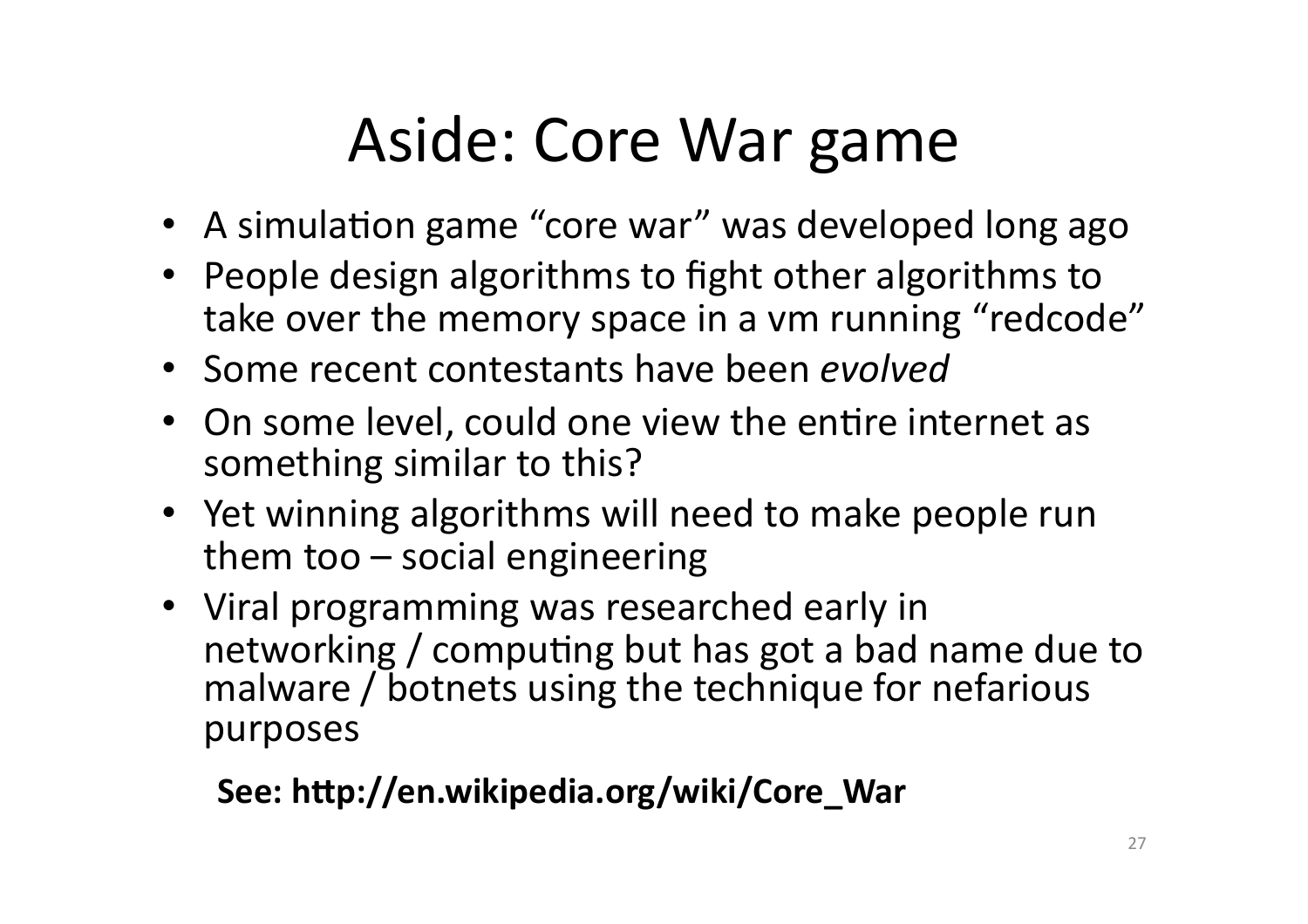# Aside: Core War game

- A simulation game “core war” was developed long ago
- People design algorithms to fight other algorithms to take over the memory space in a vm running “redcode”
- Some recent contestants have been *evolved*
- On some level, could one view the entire internet as something similar to this?
- Yet winning algorithms will need to make people run them too – social engineering
- Viral programming was researched early in networking / computing but has got a bad name due to malware / botnets using the technique for nefarious purposes

**See: http://en.wikipedia.org/wiki/Core_War**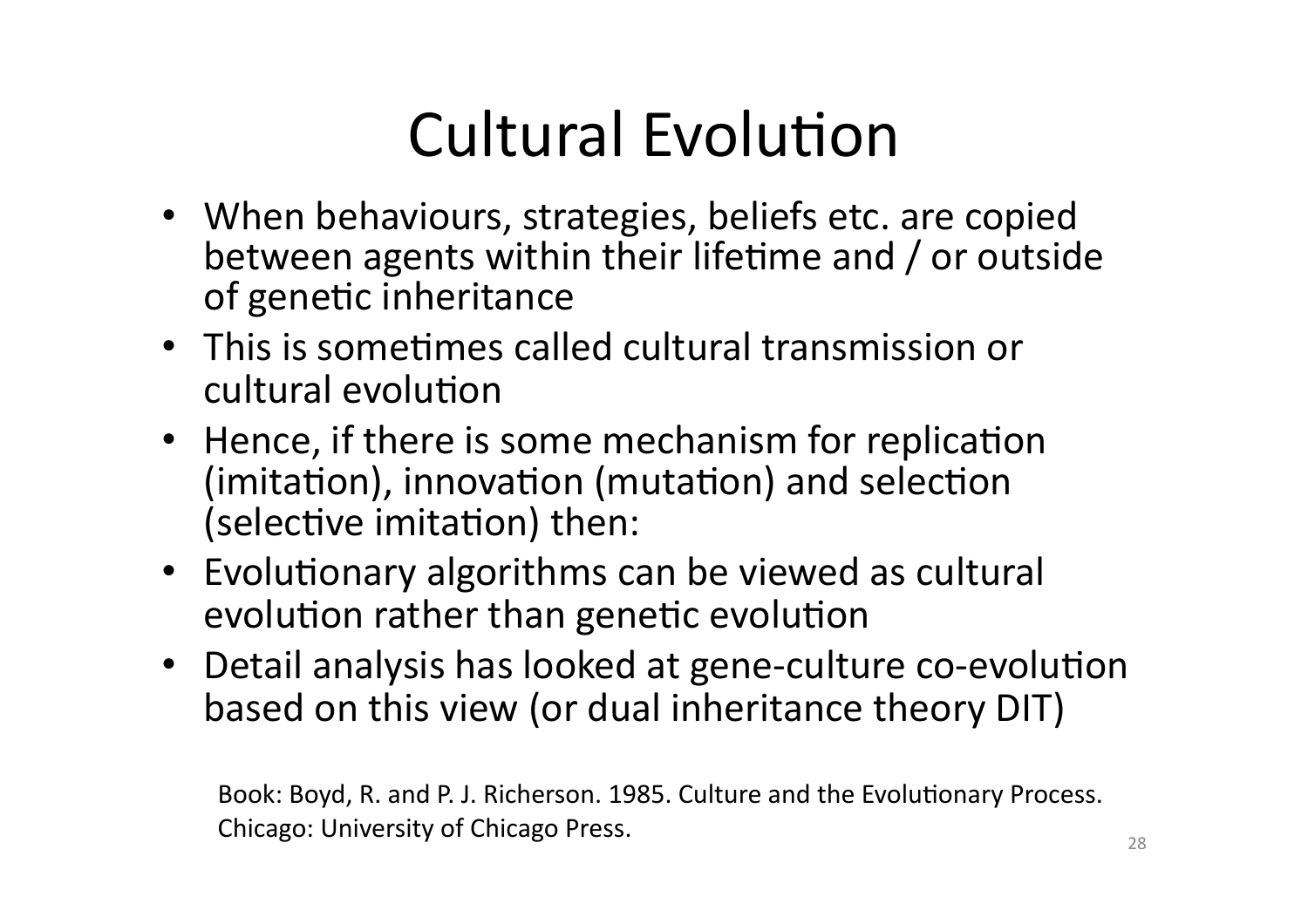# Cultural Evolution

- When behaviours, strategies, beliefs etc. are copied between agents within their lifetime and / or outside of genetic inheritance
- This is sometimes called cultural transmission or cultural evolution
- Hence, if there is some mechanism for replication (imitation), innovation (mutation) and selection (selective imitation) then:
- Evolutionary algorithms can be viewed as cultural evolution rather than genetic evolution
- Detail analysis has looked at gene-culture co-evolution based on this view (or dual inheritance theory DIT)

Book: Boyd, R. and P. J. Richerson. 1985. Culture and the Evolutionary Process. Chicago: University of Chicago Press.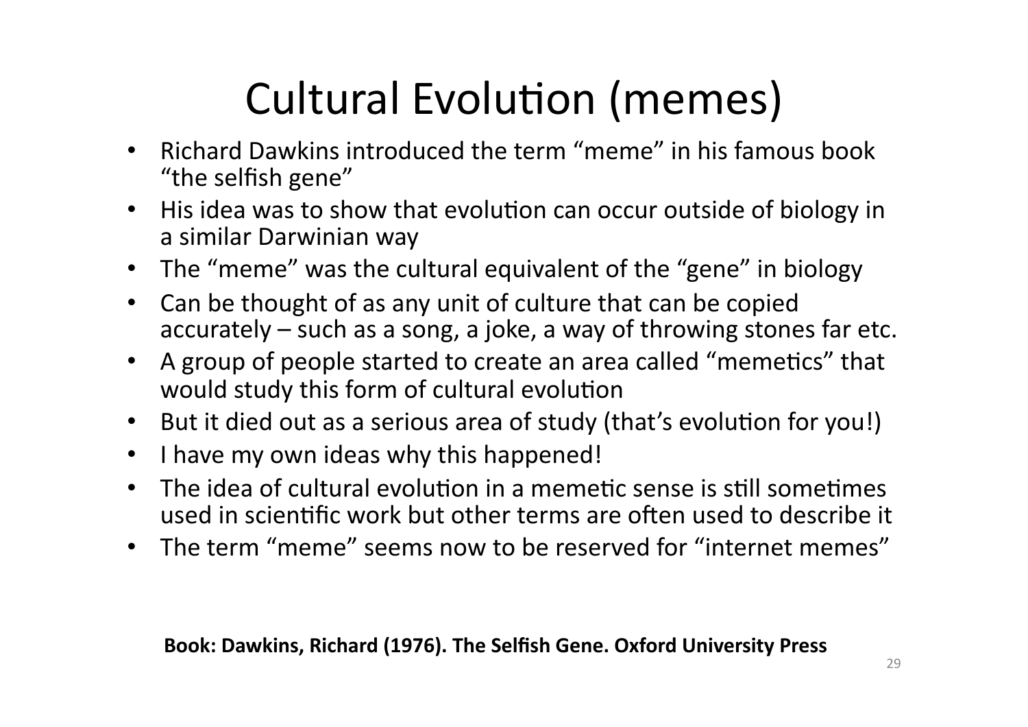# Cultural Evolution (memes)

- Richard Dawkins introduced the term "meme" in his famous book "the selfish gene"
- His idea was to show that evolution can occur outside of biology in a similar Darwinian way
- The "meme" was the cultural equivalent of the "gene" in biology
- Can be thought of as any unit of culture that can be copied accurately – such as a song, a joke, a way of throwing stones far etc.
- A group of people started to create an area called "memetics" that would study this form of cultural evolution
- But it died out as a serious area of study (that's evolution for you!)
- I have my own ideas why this happened!
- The idea of cultural evolution in a memetic sense is still sometimes used in scientific work but other terms are often used to describe it
- The term "meme" seems now to be reserved for "internet memes"

**Book: Dawkins, Richard (1976). The Selfish Gene. Oxford University Press**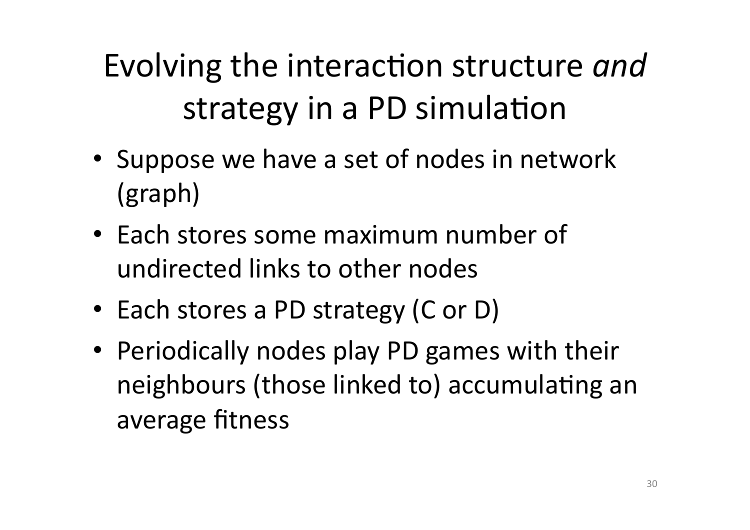# Evolving the interaction structure *and* strategy in a PD simulation

- Suppose we have a set of nodes in network (graph)
- Each stores some maximum number of undirected links to other nodes
- Each stores a PD strategy (C or D)
- Periodically nodes play PD games with their neighbours (those linked to) accumulating an average fitness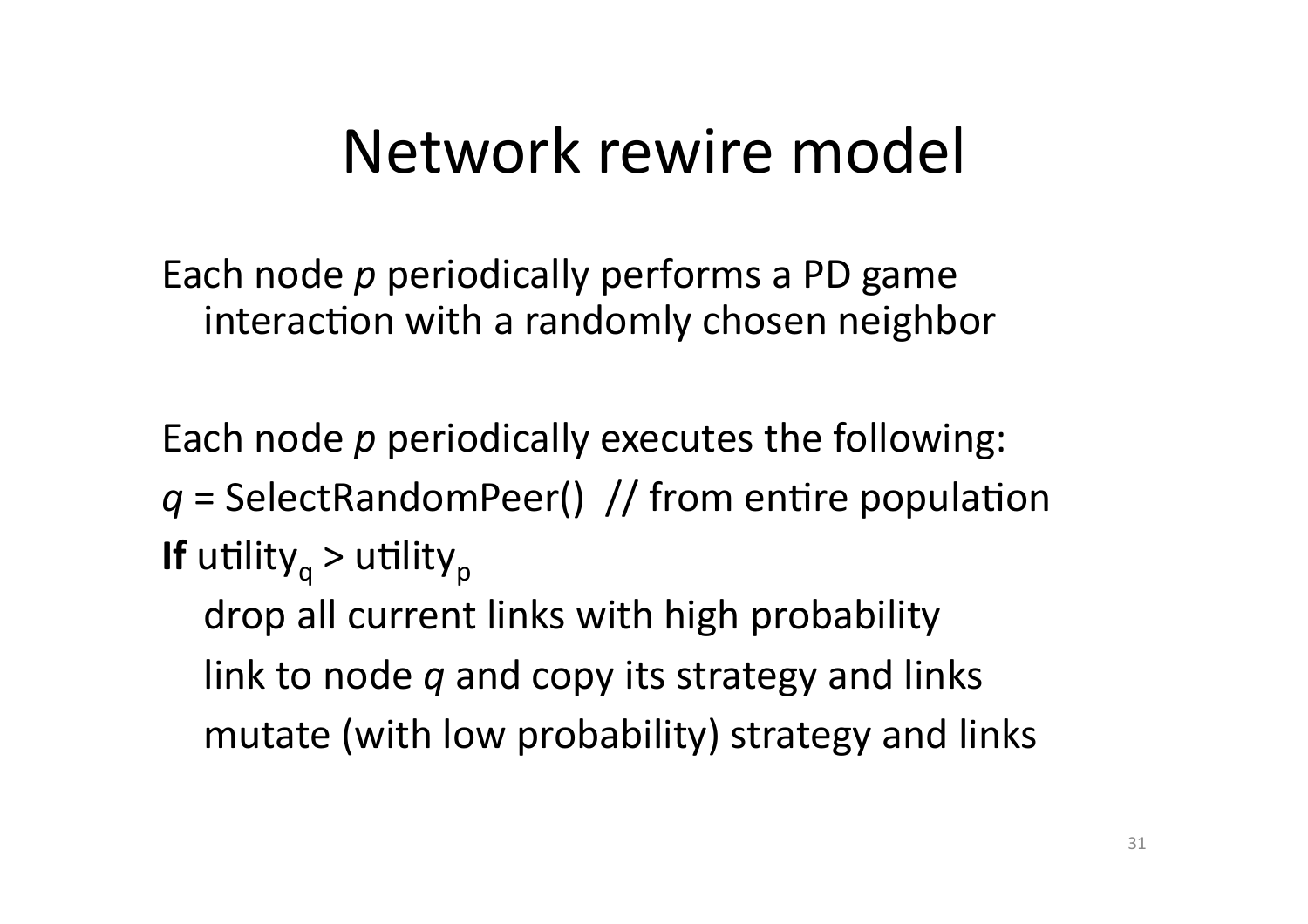# Network rewire model

Each node *p* periodically performs a PD game interaction with a randomly chosen neighbor

Each node *p* periodically executes the following:

*q* = SelectRandomPeer() // from entire population

**If** $\text{utility}_q > \text{utility}_p$

drop all current links with high probability

link to node *q* and copy its strategy and links

mutate (with low probability) strategy and links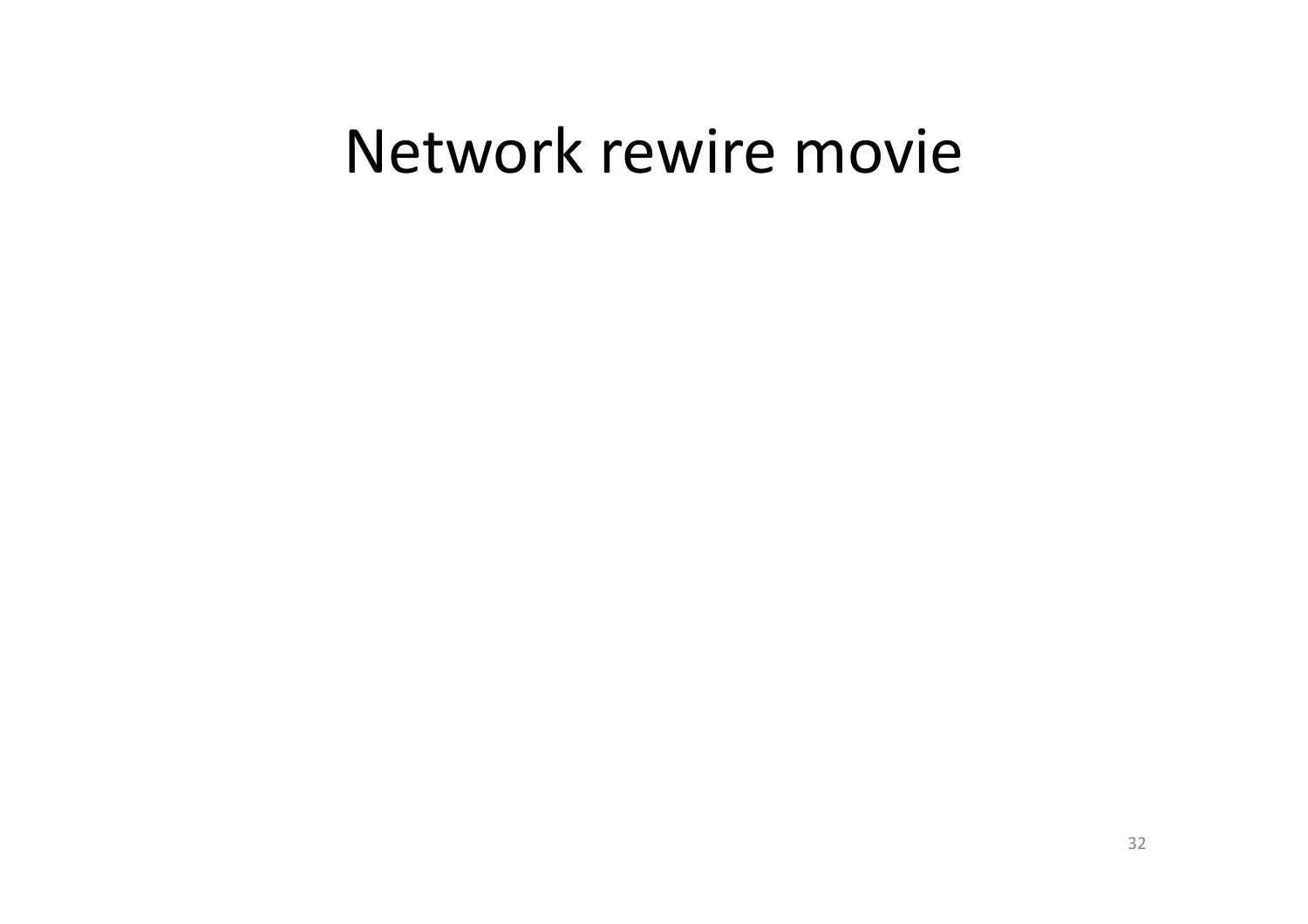# Network rewire movie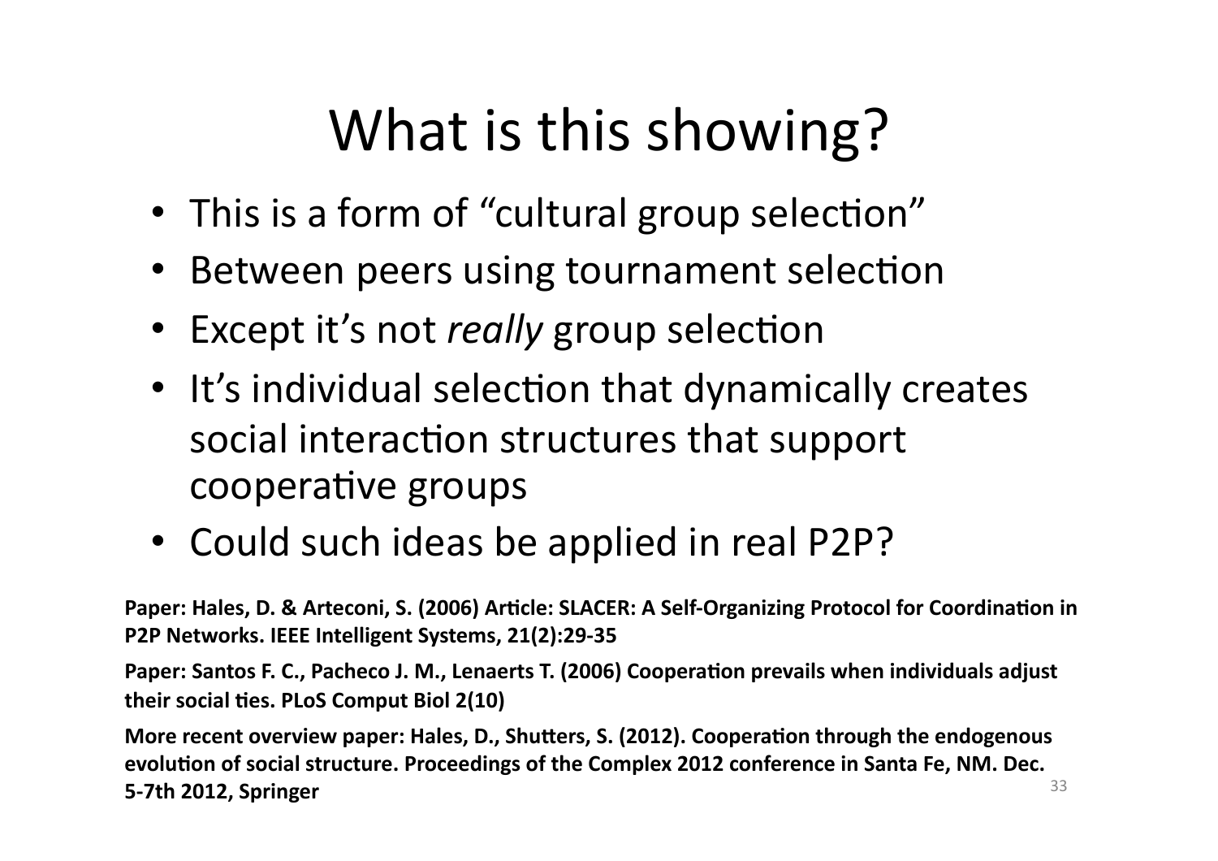# What is this showing?

- This is a form of "cultural group selection"
- Between peers using tournament selection
- Except it's not *really* group selection
- It's individual selection that dynamically creates social interaction structures that support cooperative groups
- Could such ideas be applied in real P2P?

**Paper: Hales, D. & Arteconi, S. (2006) Article: SLACER: A Self-Organizing Protocol for Coordination in P2P Networks. IEEE Intelligent Systems, 21(2):29-35**

**Paper: Santos F. C., Pacheco J. M., Lenaerts T. (2006) Cooperation prevails when individuals adjust their social ties. PLoS Comput Biol 2(10)**

**More recent overview paper: Hales, D., Shutters, S. (2012). Cooperation through the endogenous evolution of social structure. Proceedings of the Complex 2012 conference in Santa Fe, NM. Dec. 5-7th 2012, Springer**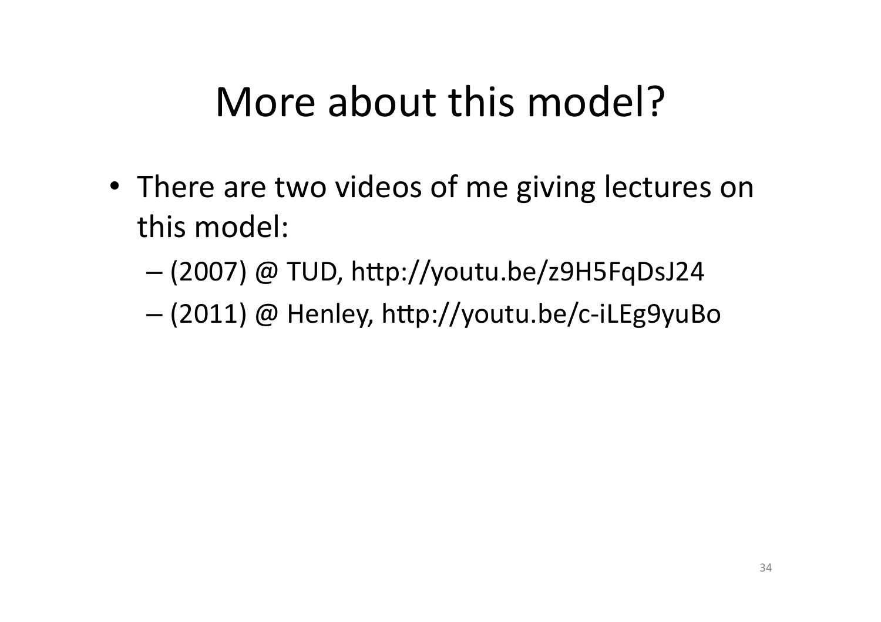# More about this model?

- There are two videos of me giving lectures on this model:
  - (2007) @ TUD, http://youtu.be/z9H5FqDsJ24
  - (2011) @ Henley, http://youtu.be/c-iLEg9yuBo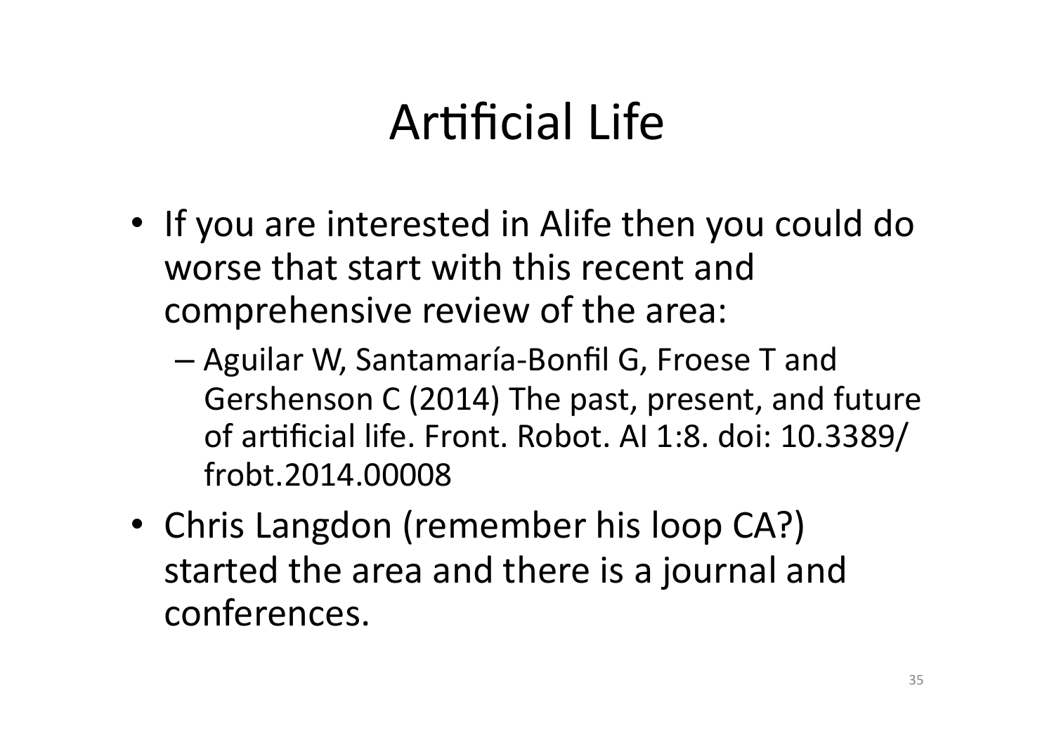# Artificial Life

- If you are interested in Alife then you could do worse that start with this recent and comprehensive review of the area:
  - Aguilar W, Santamaría-Bonfil G, Froese T and Gershenson C (2014) The past, present, and future of artificial life. Front. Robot. AI 1:8. doi: 10.3389/frobt.2014.00008
- Chris Langdon (remember his loop CA?) started the area and there is a journal and conferences.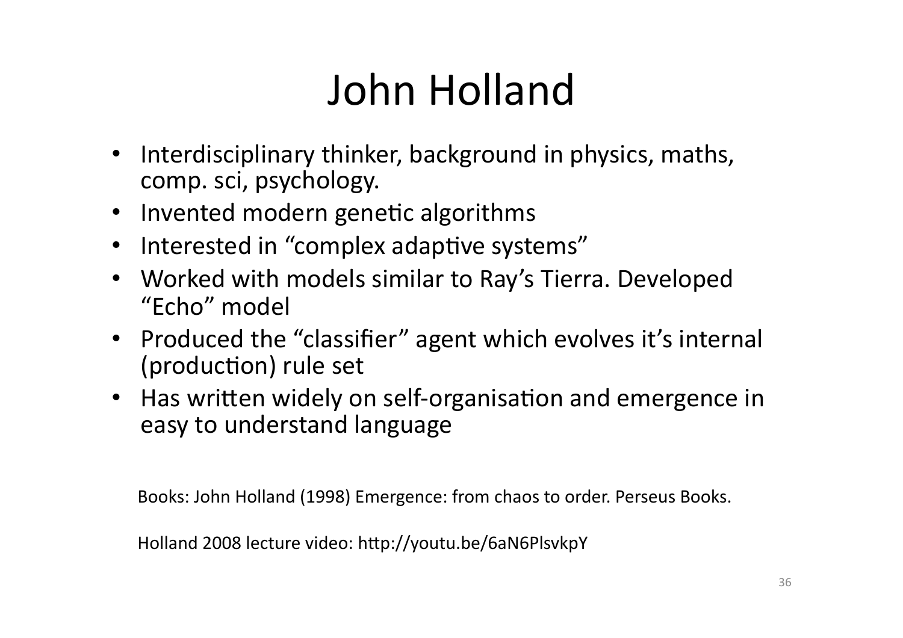# John Holland

- Interdisciplinary thinker, background in physics, maths, comp. sci, psychology.
- Invented modern genetic algorithms
- Interested in “complex adaptive systems”
- Worked with models similar to Ray’s Tierra. Developed “Echo” model
- Produced the “classifier” agent which evolves it’s internal (production) rule set
- Has written widely on self-organisation and emergence in easy to understand language

Books: John Holland (1998) Emergence: from chaos to order. Perseus Books.

Holland 2008 lecture video: http://youtu.be/6aN6PlsvkpY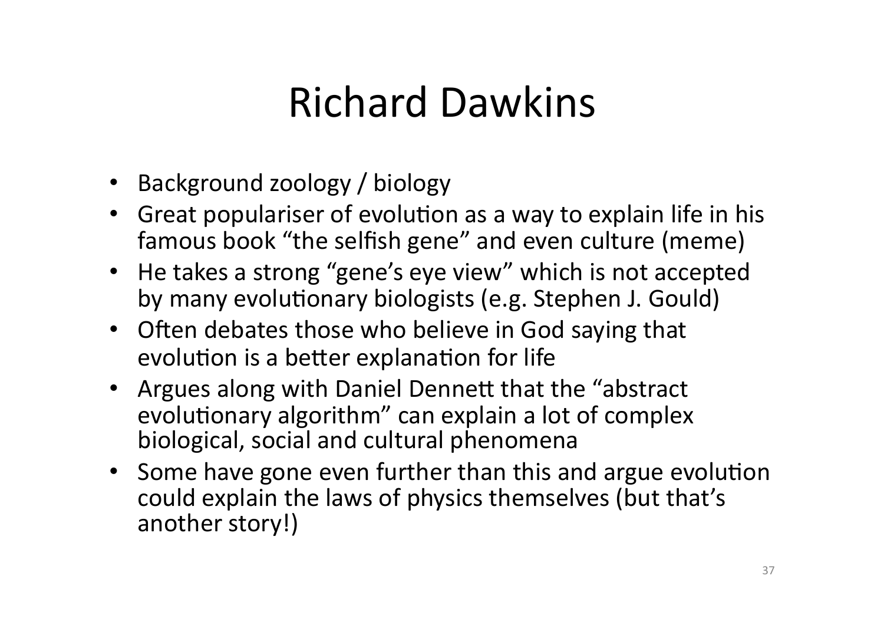# Richard Dawkins

- Background zoology / biology
- Great populariser of evolution as a way to explain life in his famous book "the selfish gene" and even culture (meme)
- He takes a strong "gene's eye view" which is not accepted by many evolutionary biologists (e.g. Stephen J. Gould)
- Often debates those who believe in God saying that evolution is a better explanation for life
- Argues along with Daniel Dennett that the "abstract evolutionary algorithm" can explain a lot of complex biological, social and cultural phenomena
- Some have gone even further than this and argue evolution could explain the laws of physics themselves (but that's another story!)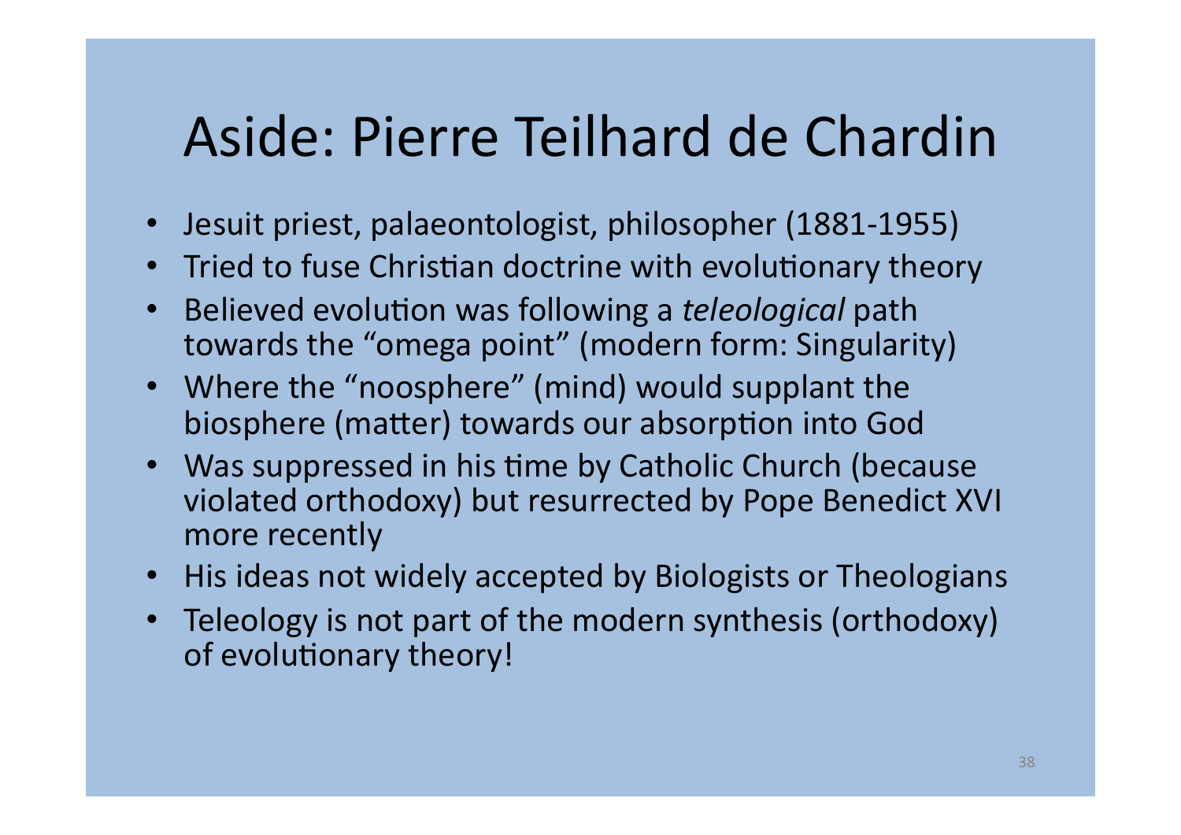# Aside: Pierre Teilhard de Chardin

- Jesuit priest, palaeontologist, philosopher (1881-1955)
- Tried to fuse Christian doctrine with evolutionary theory
- Believed evolution was following a *teleological* path towards the "omega point" (modern form: Singularity)
- Where the "noosphere" (mind) would supplant the biosphere (matter) towards our absorption into God
- Was suppressed in his time by Catholic Church (because violated orthodoxy) but resurrected by Pope Benedict XVI more recently
- His ideas not widely accepted by Biologists or Theologians
- Teleology is not part of the modern synthesis (orthodoxy) of evolutionary theory!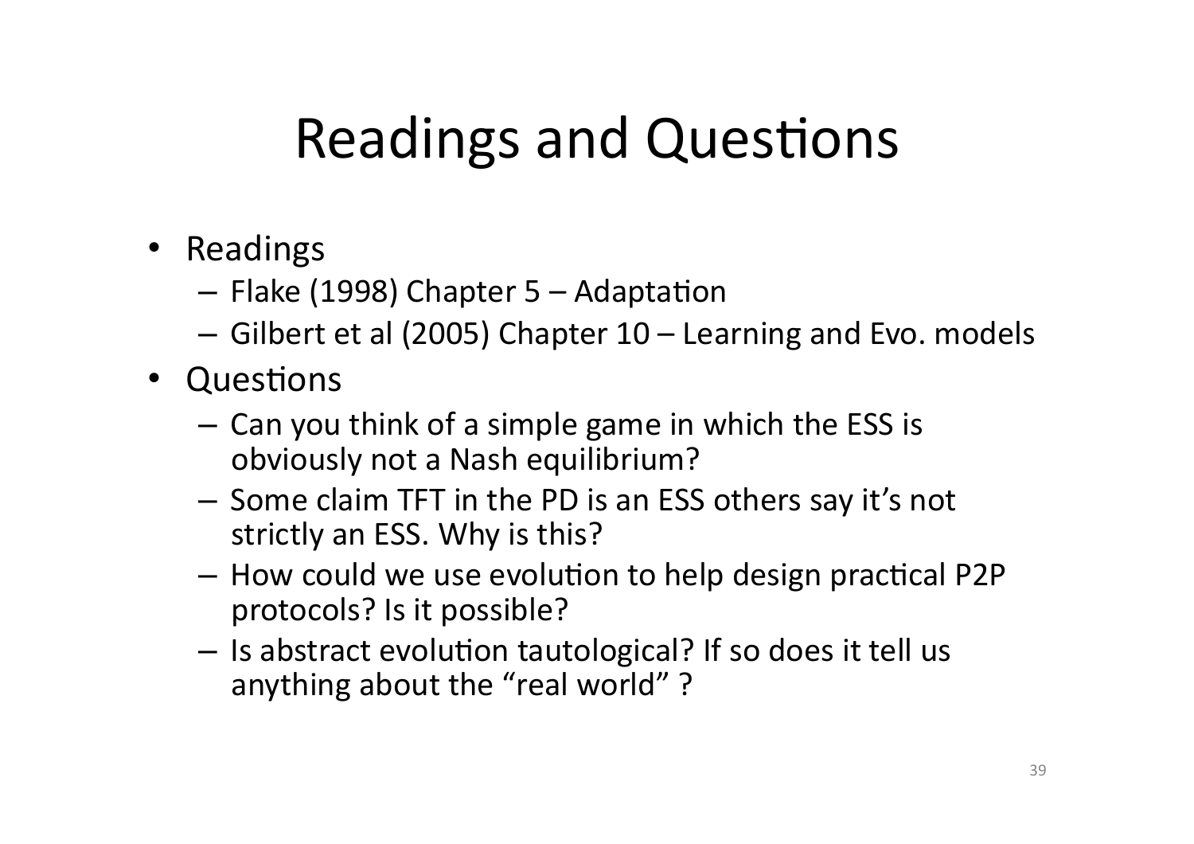# Readings and Questions

- Readings
  - Flake (1998) Chapter 5 – Adaptation
  - Gilbert et al (2005) Chapter 10 – Learning and Evo. models
- Questions
  - Can you think of a simple game in which the ESS is obviously not a Nash equilibrium?
  - Some claim TFT in the PD is an ESS others say it's not strictly an ESS. Why is this?
  - How could we use evolution to help design practical P2P protocols? Is it possible?
  - Is abstract evolution tautological? If so does it tell us anything about the "real world" ?